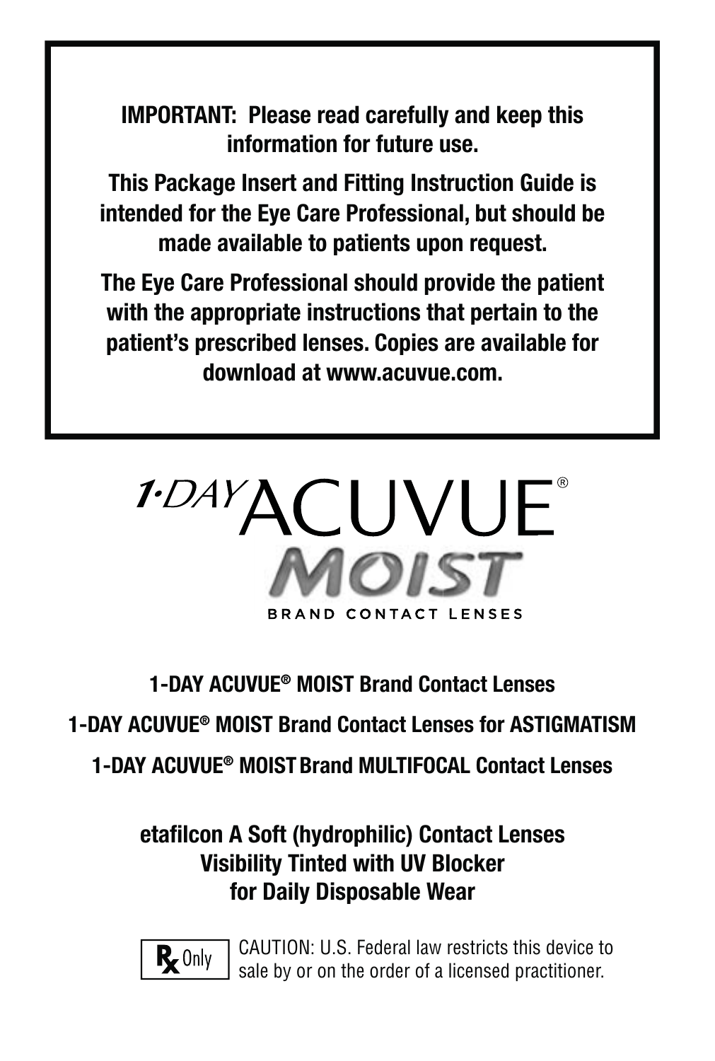**IMPORTANT: Please read carefully and keep this information for future use.**

**This Package Insert and Fitting Instruction Guide is intended for the Eye Care Professional, but should be made available to patients upon request.**

**The Eye Care Professional should provide the patient with the appropriate instructions that pertain to the patient's prescribed lenses. Copies are available for download at www.acuvue.com.**

# 1-DAY ACUVUE® MOIST BRAND CONTACT LENSES

**1-DAY ACUVUE® MOIST Brand Contact Lenses**

**1-DAY ACUVUE® MOIST Brand Contact Lenses for ASTIGMATISM**

**1-DAY ACUVUE® MOIST Brand MULTIFOCAL Contact Lenses**

**etafilcon A Soft (hydrophilic) Contact Lenses**
**Visibility Tinted with UV Blocker**
**for Daily Disposable Wear**

Rx Only — CAUTION: U.S. Federal law restricts this device to sale by or on the order of a licensed practitioner.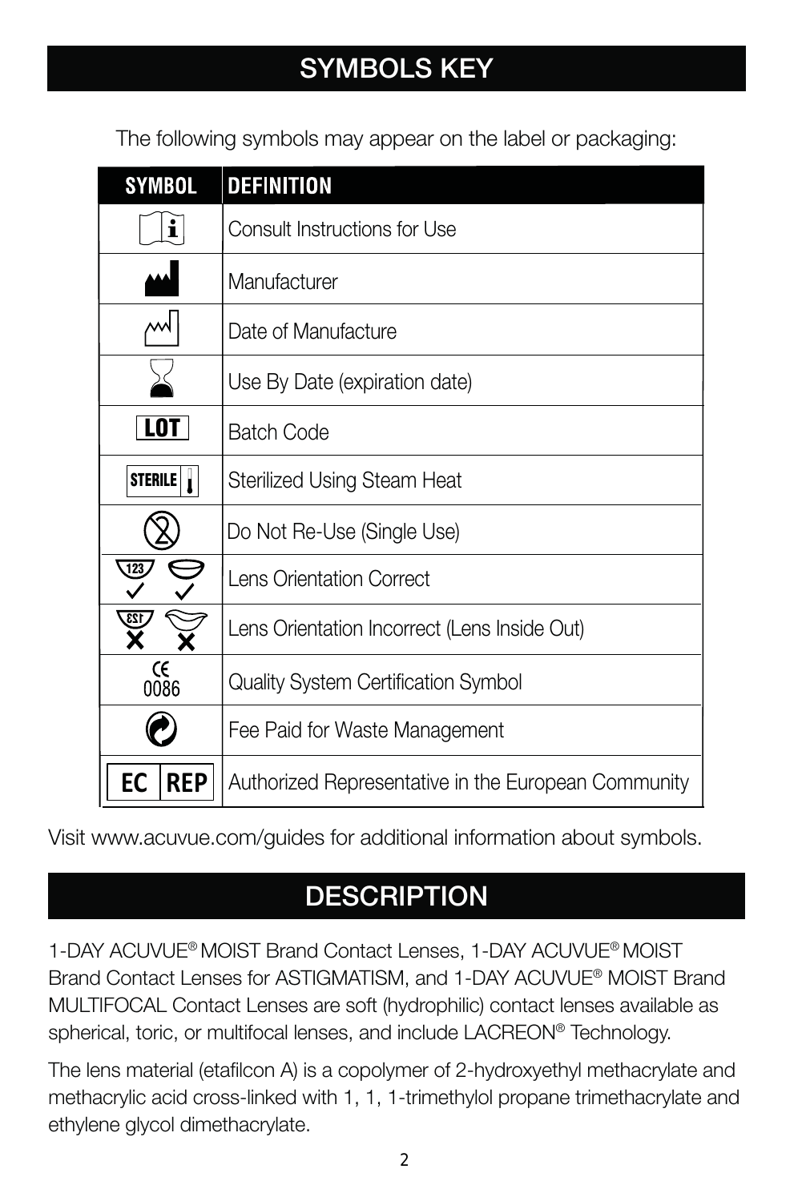## SYMBOLS KEY

The following symbols may appear on the label or packaging:

| SYMBOL | DEFINITION |
|---|---|
| i | Consult Instructions for Use |
|  | Manufacturer |
|  | Date of Manufacture |
|  | Use By Date (expiration date) |
| LOT | Batch Code |
| STERILE | Sterilized Using Steam Heat |
|  | Do Not Re-Use (Single Use) |
| 123 ✓ ✓ | Lens Orientation Correct |
| 123 ✗ ✗ | Lens Orientation Incorrect (Lens Inside Out) |
| CE 0086 | Quality System Certification Symbol |
|  | Fee Paid for Waste Management |
| EC REP | Authorized Representative in the European Community |

Visit www.acuvue.com/guides for additional information about symbols.

## DESCRIPTION

1-DAY ACUVUE® MOIST Brand Contact Lenses, 1-DAY ACUVUE® MOIST Brand Contact Lenses for ASTIGMATISM, and 1-DAY ACUVUE® MOIST Brand MULTIFOCAL Contact Lenses are soft (hydrophilic) contact lenses available as spherical, toric, or multifocal lenses, and include LACREON® Technology.

The lens material (etafilcon A) is a copolymer of 2-hydroxyethyl methacrylate and methacrylic acid cross-linked with 1, 1, 1-trimethylol propane trimethacrylate and ethylene glycol dimethacrylate.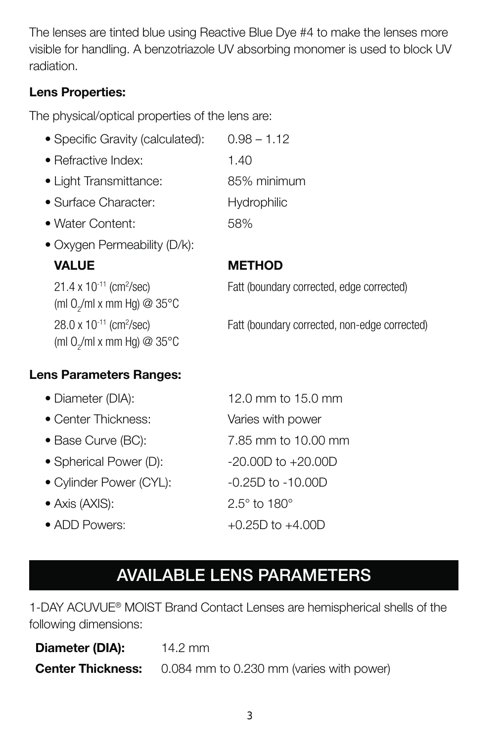The lenses are tinted blue using Reactive Blue Dye #4 to make the lenses more visible for handling. A benzotriazole UV absorbing monomer is used to block UV radiation.

**Lens Properties:**

The physical/optical properties of the lens are:

- Specific Gravity (calculated): 0.98 – 1.12
- Refractive Index: 1.40
- Light Transmittance: 85% minimum
- Surface Character: Hydrophilic
- Water Content: 58%
- Oxygen Permeability (D/k):

| VALUE | METHOD |
| --- | --- |
| $21.4 \times 10^{-11}$ ($cm^2$/sec) (ml $O_2$/ml x mm Hg) @ 35°C | Fatt (boundary corrected, edge corrected) |
| $28.0 \times 10^{-11}$ ($cm^2$/sec) (ml $O_2$/ml x mm Hg) @ 35°C | Fatt (boundary corrected, non-edge corrected) |

**Lens Parameters Ranges:**

- Diameter (DIA): 12.0 mm to 15.0 mm
- Center Thickness: Varies with power
- Base Curve (BC): 7.85 mm to 10.00 mm
- Spherical Power (D): -20.00D to +20.00D
- Cylinder Power (CYL): -0.25D to -10.00D
- Axis (AXIS): 2.5° to 180°
- ADD Powers: +0.25D to +4.00D

## AVAILABLE LENS PARAMETERS

1-DAY ACUVUE® MOIST Brand Contact Lenses are hemispherical shells of the following dimensions:

**Diameter (DIA):** 14.2 mm

**Center Thickness:** 0.084 mm to 0.230 mm (varies with power)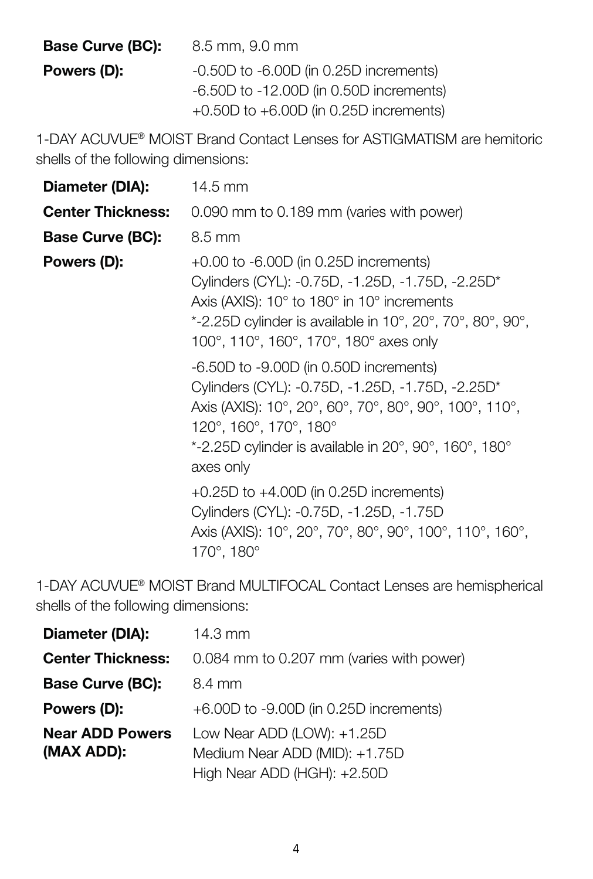| | |
|---|---|
| **Base Curve (BC):** | 8.5 mm, 9.0 mm |
| **Powers (D):** | -0.50D to -6.00D (in 0.25D increments)<br>-6.50D to -12.00D (in 0.50D increments)<br>+0.50D to +6.00D (in 0.25D increments) |

1-DAY ACUVUE® MOIST Brand Contact Lenses for ASTIGMATISM are hemitoric shells of the following dimensions:

| | |
|---|---|
| **Diameter (DIA):** | 14.5 mm |
| **Center Thickness:** | 0.090 mm to 0.189 mm (varies with power) |
| **Base Curve (BC):** | 8.5 mm |
| **Powers (D):** | +0.00 to -6.00D (in 0.25D increments)<br>Cylinders (CYL): -0.75D, -1.25D, -1.75D, -2.25D*<br>Axis (AXIS): 10° to 180° in 10° increments<br>*-2.25D cylinder is available in 10°, 20°, 70°, 80°, 90°, 100°, 110°, 160°, 170°, 180° axes only |
| | -6.50D to -9.00D (in 0.50D increments)<br>Cylinders (CYL): -0.75D, -1.25D, -1.75D, -2.25D*<br>Axis (AXIS): 10°, 20°, 60°, 70°, 80°, 90°, 100°, 110°, 120°, 160°, 170°, 180°<br>*-2.25D cylinder is available in 20°, 90°, 160°, 180° axes only |
| | +0.25D to +4.00D (in 0.25D increments)<br>Cylinders (CYL): -0.75D, -1.25D, -1.75D<br>Axis (AXIS): 10°, 20°, 70°, 80°, 90°, 100°, 110°, 160°, 170°, 180° |

1-DAY ACUVUE® MOIST Brand MULTIFOCAL Contact Lenses are hemispherical shells of the following dimensions:

| | |
|---|---|
| **Diameter (DIA):** | 14.3 mm |
| **Center Thickness:** | 0.084 mm to 0.207 mm (varies with power) |
| **Base Curve (BC):** | 8.4 mm |
| **Powers (D):** | +6.00D to -9.00D (in 0.25D increments) |
| **Near ADD Powers (MAX ADD):** | Low Near ADD (LOW): +1.25D<br>Medium Near ADD (MID): +1.75D<br>High Near ADD (HGH): +2.50D |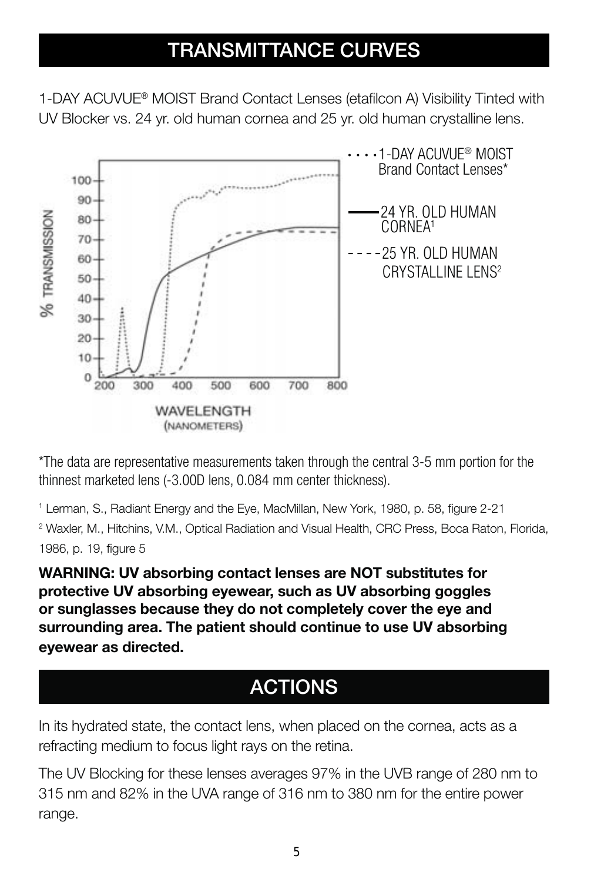## TRANSMITTANCE CURVES

1-DAY ACUVUE® MOIST Brand Contact Lenses (etafilcon A) Visibility Tinted with UV Blocker vs. 24 yr. old human cornea and 25 yr. old human crystalline lens.

*The data are representative measurements taken through the central 3-5 mm portion for the thinnest marketed lens (-3.00D lens, 0.084 mm center thickness).

[1] Lerman, S., Radiant Energy and the Eye, MacMillan, New York, 1980, p. 58, figure 2-21

[2] Waxler, M., Hitchins, V.M., Optical Radiation and Visual Health, CRC Press, Boca Raton, Florida, 1986, p. 19, figure 5

**WARNING: UV absorbing contact lenses are NOT substitutes for protective UV absorbing eyewear, such as UV absorbing goggles or sunglasses because they do not completely cover the eye and surrounding area. The patient should continue to use UV absorbing eyewear as directed.**

## ACTIONS

In its hydrated state, the contact lens, when placed on the cornea, acts as a refracting medium to focus light rays on the retina.

The UV Blocking for these lenses averages 97% in the UVB range of 280 nm to 315 nm and 82% in the UVA range of 316 nm to 380 nm for the entire power range.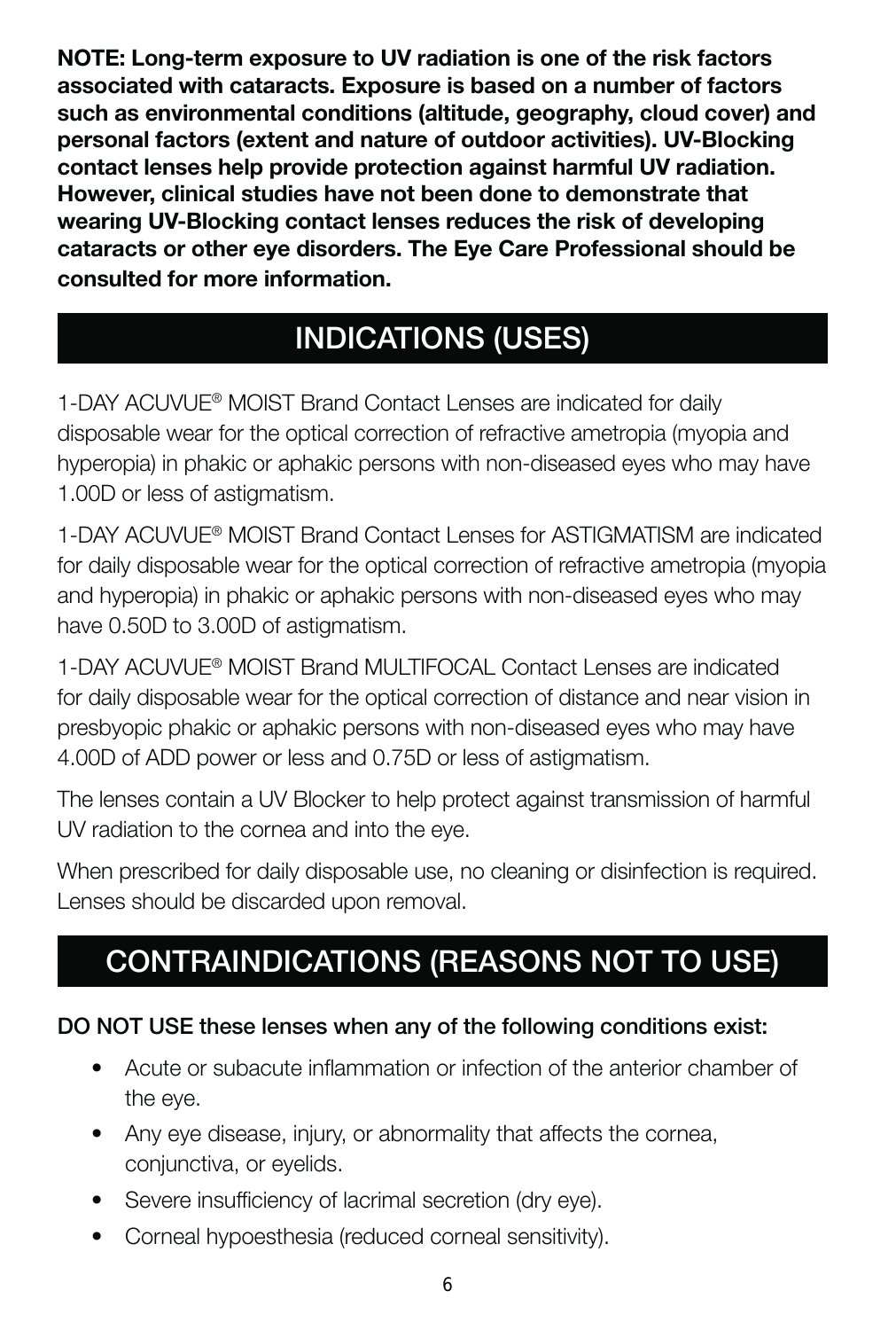**NOTE: Long-term exposure to UV radiation is one of the risk factors associated with cataracts. Exposure is based on a number of factors such as environmental conditions (altitude, geography, cloud cover) and personal factors (extent and nature of outdoor activities). UV-Blocking contact lenses help provide protection against harmful UV radiation. However, clinical studies have not been done to demonstrate that wearing UV-Blocking contact lenses reduces the risk of developing cataracts or other eye disorders. The Eye Care Professional should be consulted for more information.**

## INDICATIONS (USES)

1-DAY ACUVUE® MOIST Brand Contact Lenses are indicated for daily disposable wear for the optical correction of refractive ametropia (myopia and hyperopia) in phakic or aphakic persons with non-diseased eyes who may have 1.00D or less of astigmatism.

1-DAY ACUVUE® MOIST Brand Contact Lenses for ASTIGMATISM are indicated for daily disposable wear for the optical correction of refractive ametropia (myopia and hyperopia) in phakic or aphakic persons with non-diseased eyes who may have 0.50D to 3.00D of astigmatism.

1-DAY ACUVUE® MOIST Brand MULTIFOCAL Contact Lenses are indicated for daily disposable wear for the optical correction of distance and near vision in presbyopic phakic or aphakic persons with non-diseased eyes who may have 4.00D of ADD power or less and 0.75D or less of astigmatism.

The lenses contain a UV Blocker to help protect against transmission of harmful UV radiation to the cornea and into the eye.

When prescribed for daily disposable use, no cleaning or disinfection is required. Lenses should be discarded upon removal.

## CONTRAINDICATIONS (REASONS NOT TO USE)

**DO NOT USE these lenses when any of the following conditions exist:**

- Acute or subacute inflammation or infection of the anterior chamber of the eye.
- Any eye disease, injury, or abnormality that affects the cornea, conjunctiva, or eyelids.
- Severe insufficiency of lacrimal secretion (dry eye).
- Corneal hypoesthesia (reduced corneal sensitivity).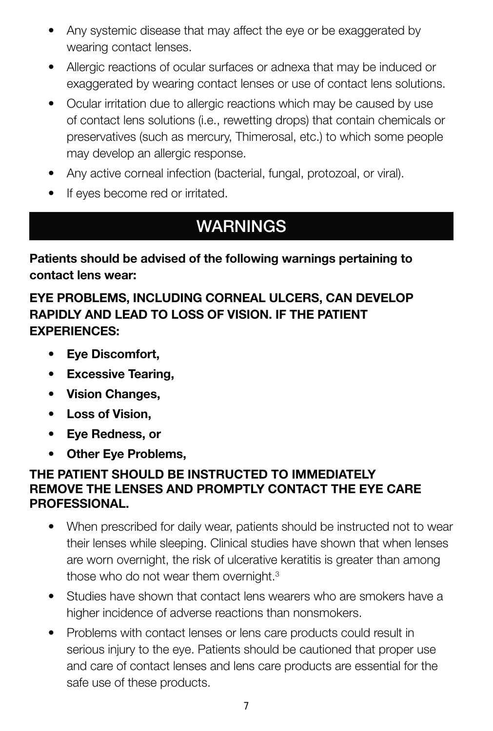- Any systemic disease that may affect the eye or be exaggerated by wearing contact lenses.
- Allergic reactions of ocular surfaces or adnexa that may be induced or exaggerated by wearing contact lenses or use of contact lens solutions.
- Ocular irritation due to allergic reactions which may be caused by use of contact lens solutions (i.e., rewetting drops) that contain chemicals or preservatives (such as mercury, Thimerosal, etc.) to which some people may develop an allergic response.
- Any active corneal infection (bacterial, fungal, protozoal, or viral).
- If eyes become red or irritated.

## WARNINGS

**Patients should be advised of the following warnings pertaining to contact lens wear:**

**EYE PROBLEMS, INCLUDING CORNEAL ULCERS, CAN DEVELOP RAPIDLY AND LEAD TO LOSS OF VISION. IF THE PATIENT EXPERIENCES:**

- **Eye Discomfort,**
- **Excessive Tearing,**
- **Vision Changes,**
- **Loss of Vision,**
- **Eye Redness, or**
- **Other Eye Problems,**

**THE PATIENT SHOULD BE INSTRUCTED TO IMMEDIATELY REMOVE THE LENSES AND PROMPTLY CONTACT THE EYE CARE PROFESSIONAL.**

- When prescribed for daily wear, patients should be instructed not to wear their lenses while sleeping. Clinical studies have shown that when lenses are worn overnight, the risk of ulcerative keratitis is greater than among those who do not wear them overnight.[3]
- Studies have shown that contact lens wearers who are smokers have a higher incidence of adverse reactions than nonsmokers.
- Problems with contact lenses or lens care products could result in serious injury to the eye. Patients should be cautioned that proper use and care of contact lenses and lens care products are essential for the safe use of these products.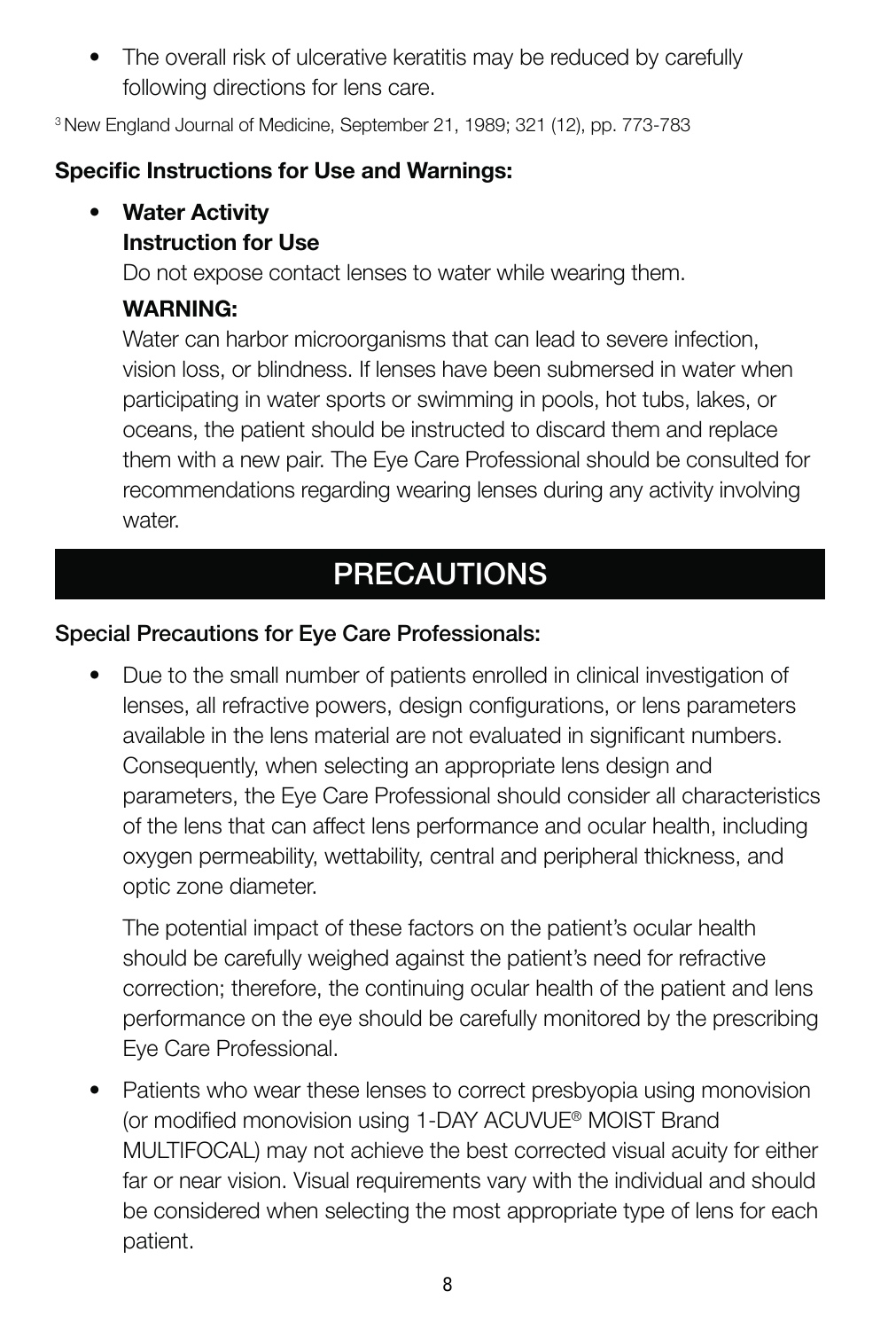- The overall risk of ulcerative keratitis may be reduced by carefully following directions for lens care.

[3] New England Journal of Medicine, September 21, 1989; 321 (12), pp. 773-783

**Specific Instructions for Use and Warnings:**

- **Water Activity**
  **Instruction for Use**
  Do not expose contact lenses to water while wearing them.

  **WARNING:**
  Water can harbor microorganisms that can lead to severe infection, vision loss, or blindness. If lenses have been submersed in water when participating in water sports or swimming in pools, hot tubs, lakes, or oceans, the patient should be instructed to discard them and replace them with a new pair. The Eye Care Professional should be consulted for recommendations regarding wearing lenses during any activity involving water.

## PRECAUTIONS

**Special Precautions for Eye Care Professionals:**

- Due to the small number of patients enrolled in clinical investigation of lenses, all refractive powers, design configurations, or lens parameters available in the lens material are not evaluated in significant numbers. Consequently, when selecting an appropriate lens design and parameters, the Eye Care Professional should consider all characteristics of the lens that can affect lens performance and ocular health, including oxygen permeability, wettability, central and peripheral thickness, and optic zone diameter.

  The potential impact of these factors on the patient's ocular health should be carefully weighed against the patient's need for refractive correction; therefore, the continuing ocular health of the patient and lens performance on the eye should be carefully monitored by the prescribing Eye Care Professional.

- Patients who wear these lenses to correct presbyopia using monovision (or modified monovision using 1-DAY ACUVUE® MOIST Brand MULTIFOCAL) may not achieve the best corrected visual acuity for either far or near vision. Visual requirements vary with the individual and should be considered when selecting the most appropriate type of lens for each patient.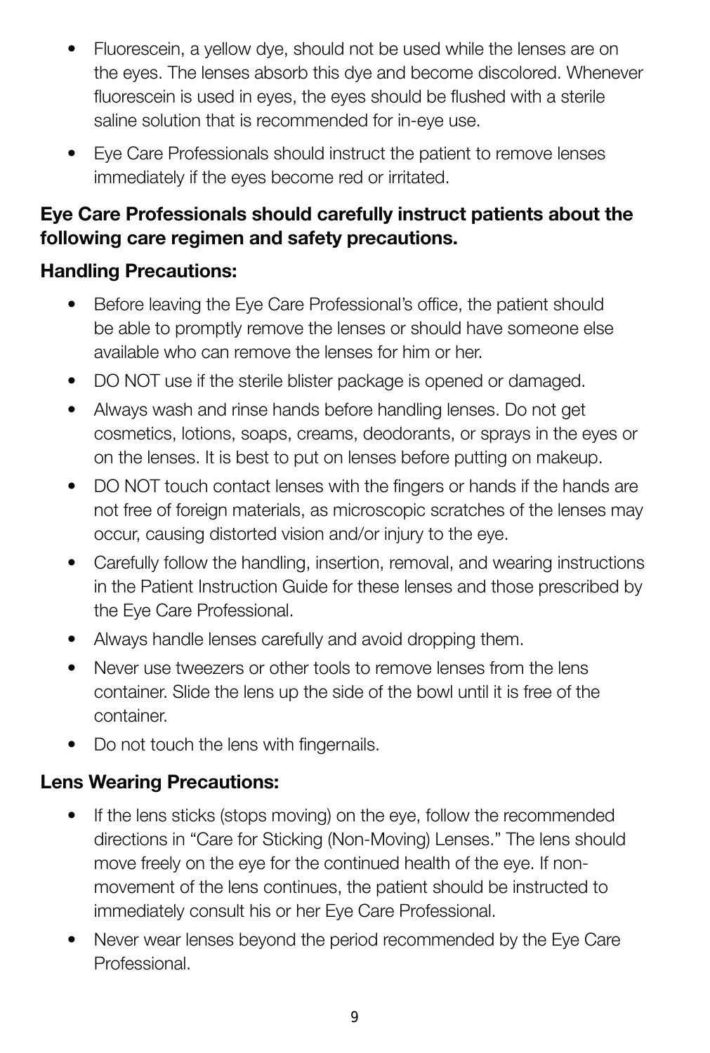- Fluorescein, a yellow dye, should not be used while the lenses are on the eyes. The lenses absorb this dye and become discolored. Whenever fluorescein is used in eyes, the eyes should be flushed with a sterile saline solution that is recommended for in-eye use.
- Eye Care Professionals should instruct the patient to remove lenses immediately if the eyes become red or irritated.

**Eye Care Professionals should carefully instruct patients about the following care regimen and safety precautions.**

**Handling Precautions:**

- Before leaving the Eye Care Professional's office, the patient should be able to promptly remove the lenses or should have someone else available who can remove the lenses for him or her.
- DO NOT use if the sterile blister package is opened or damaged.
- Always wash and rinse hands before handling lenses. Do not get cosmetics, lotions, soaps, creams, deodorants, or sprays in the eyes or on the lenses. It is best to put on lenses before putting on makeup.
- DO NOT touch contact lenses with the fingers or hands if the hands are not free of foreign materials, as microscopic scratches of the lenses may occur, causing distorted vision and/or injury to the eye.
- Carefully follow the handling, insertion, removal, and wearing instructions in the Patient Instruction Guide for these lenses and those prescribed by the Eye Care Professional.
- Always handle lenses carefully and avoid dropping them.
- Never use tweezers or other tools to remove lenses from the lens container. Slide the lens up the side of the bowl until it is free of the container.
- Do not touch the lens with fingernails.

**Lens Wearing Precautions:**

- If the lens sticks (stops moving) on the eye, follow the recommended directions in "Care for Sticking (Non-Moving) Lenses." The lens should move freely on the eye for the continued health of the eye. If non-movement of the lens continues, the patient should be instructed to immediately consult his or her Eye Care Professional.
- Never wear lenses beyond the period recommended by the Eye Care Professional.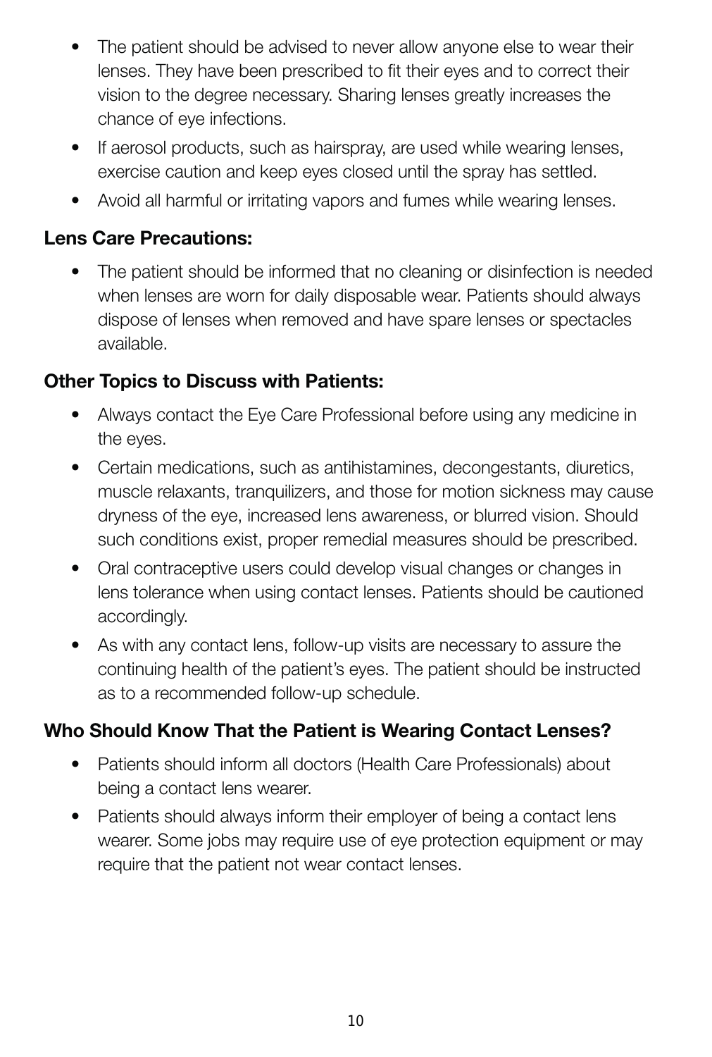- The patient should be advised to never allow anyone else to wear their lenses. They have been prescribed to fit their eyes and to correct their vision to the degree necessary. Sharing lenses greatly increases the chance of eye infections.
- If aerosol products, such as hairspray, are used while wearing lenses, exercise caution and keep eyes closed until the spray has settled.
- Avoid all harmful or irritating vapors and fumes while wearing lenses.

### Lens Care Precautions:

- The patient should be informed that no cleaning or disinfection is needed when lenses are worn for daily disposable wear. Patients should always dispose of lenses when removed and have spare lenses or spectacles available.

### Other Topics to Discuss with Patients:

- Always contact the Eye Care Professional before using any medicine in the eyes.
- Certain medications, such as antihistamines, decongestants, diuretics, muscle relaxants, tranquilizers, and those for motion sickness may cause dryness of the eye, increased lens awareness, or blurred vision. Should such conditions exist, proper remedial measures should be prescribed.
- Oral contraceptive users could develop visual changes or changes in lens tolerance when using contact lenses. Patients should be cautioned accordingly.
- As with any contact lens, follow-up visits are necessary to assure the continuing health of the patient's eyes. The patient should be instructed as to a recommended follow-up schedule.

### Who Should Know That the Patient is Wearing Contact Lenses?

- Patients should inform all doctors (Health Care Professionals) about being a contact lens wearer.
- Patients should always inform their employer of being a contact lens wearer. Some jobs may require use of eye protection equipment or may require that the patient not wear contact lenses.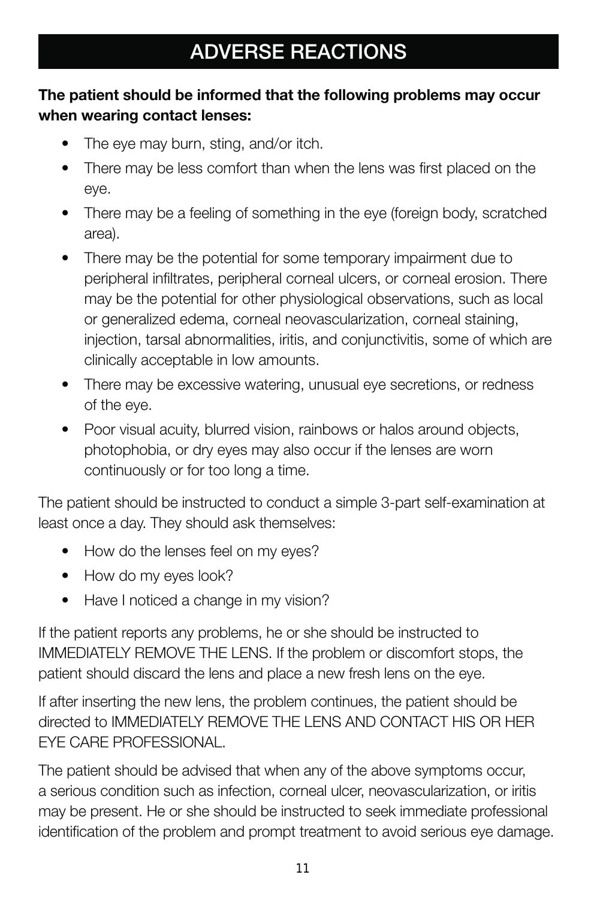# ADVERSE REACTIONS

**The patient should be informed that the following problems may occur when wearing contact lenses:**

- The eye may burn, sting, and/or itch.
- There may be less comfort than when the lens was first placed on the eye.
- There may be a feeling of something in the eye (foreign body, scratched area).
- There may be the potential for some temporary impairment due to peripheral infiltrates, peripheral corneal ulcers, or corneal erosion. There may be the potential for other physiological observations, such as local or generalized edema, corneal neovascularization, corneal staining, injection, tarsal abnormalities, iritis, and conjunctivitis, some of which are clinically acceptable in low amounts.
- There may be excessive watering, unusual eye secretions, or redness of the eye.
- Poor visual acuity, blurred vision, rainbows or halos around objects, photophobia, or dry eyes may also occur if the lenses are worn continuously or for too long a time.

The patient should be instructed to conduct a simple 3-part self-examination at least once a day. They should ask themselves:

- How do the lenses feel on my eyes?
- How do my eyes look?
- Have I noticed a change in my vision?

If the patient reports any problems, he or she should be instructed to IMMEDIATELY REMOVE THE LENS. If the problem or discomfort stops, the patient should discard the lens and place a new fresh lens on the eye.

If after inserting the new lens, the problem continues, the patient should be directed to IMMEDIATELY REMOVE THE LENS AND CONTACT HIS OR HER EYE CARE PROFESSIONAL.

The patient should be advised that when any of the above symptoms occur, a serious condition such as infection, corneal ulcer, neovascularization, or iritis may be present. He or she should be instructed to seek immediate professional identification of the problem and prompt treatment to avoid serious eye damage.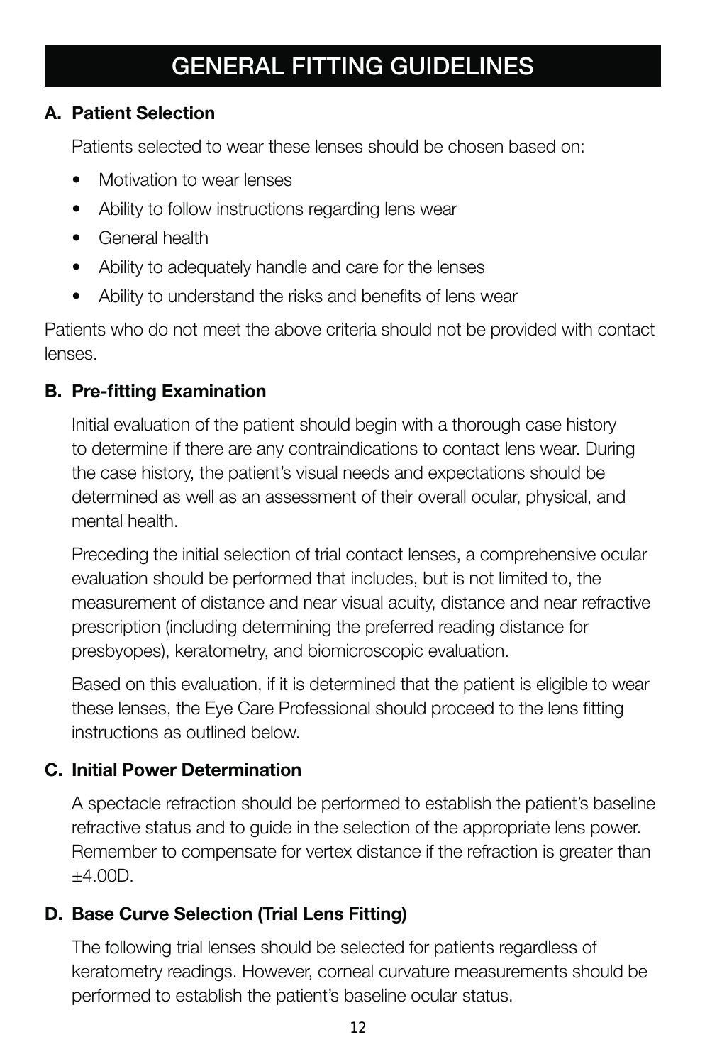# GENERAL FITTING GUIDELINES

### A. Patient Selection

Patients selected to wear these lenses should be chosen based on:

- Motivation to wear lenses
- Ability to follow instructions regarding lens wear
- General health
- Ability to adequately handle and care for the lenses
- Ability to understand the risks and benefits of lens wear

Patients who do not meet the above criteria should not be provided with contact lenses.

### B. Pre-fitting Examination

Initial evaluation of the patient should begin with a thorough case history to determine if there are any contraindications to contact lens wear. During the case history, the patient's visual needs and expectations should be determined as well as an assessment of their overall ocular, physical, and mental health.

Preceding the initial selection of trial contact lenses, a comprehensive ocular evaluation should be performed that includes, but is not limited to, the measurement of distance and near visual acuity, distance and near refractive prescription (including determining the preferred reading distance for presbyopes), keratometry, and biomicroscopic evaluation.

Based on this evaluation, if it is determined that the patient is eligible to wear these lenses, the Eye Care Professional should proceed to the lens fitting instructions as outlined below.

### C. Initial Power Determination

A spectacle refraction should be performed to establish the patient's baseline refractive status and to guide in the selection of the appropriate lens power. Remember to compensate for vertex distance if the refraction is greater than ±4.00D.

### D. Base Curve Selection (Trial Lens Fitting)

The following trial lenses should be selected for patients regardless of keratometry readings. However, corneal curvature measurements should be performed to establish the patient's baseline ocular status.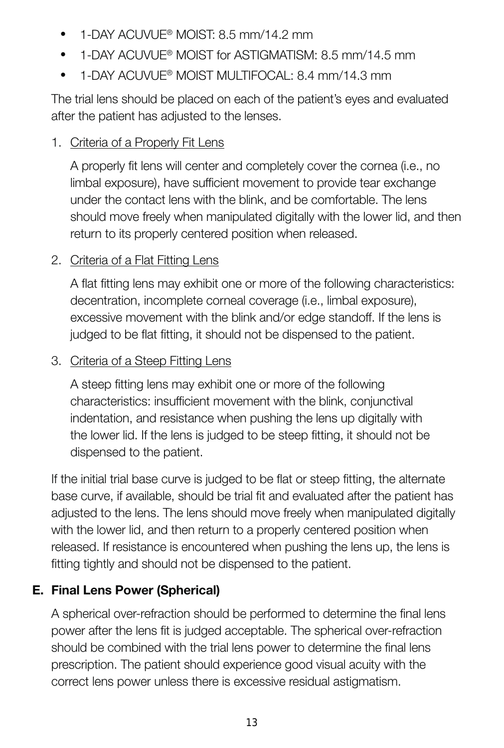- 1-DAY ACUVUE® MOIST: 8.5 mm/14.2 mm
- 1-DAY ACUVUE® MOIST for ASTIGMATISM: 8.5 mm/14.5 mm
- 1-DAY ACUVUE® MOIST MULTIFOCAL: 8.4 mm/14.3 mm

The trial lens should be placed on each of the patient's eyes and evaluated after the patient has adjusted to the lenses.

1. Criteria of a Properly Fit Lens

   A properly fit lens will center and completely cover the cornea (i.e., no limbal exposure), have sufficient movement to provide tear exchange under the contact lens with the blink, and be comfortable. The lens should move freely when manipulated digitally with the lower lid, and then return to its properly centered position when released.

2. Criteria of a Flat Fitting Lens

   A flat fitting lens may exhibit one or more of the following characteristics: decentration, incomplete corneal coverage (i.e., limbal exposure), excessive movement with the blink and/or edge standoff. If the lens is judged to be flat fitting, it should not be dispensed to the patient.

3. Criteria of a Steep Fitting Lens

   A steep fitting lens may exhibit one or more of the following characteristics: insufficient movement with the blink, conjunctival indentation, and resistance when pushing the lens up digitally with the lower lid. If the lens is judged to be steep fitting, it should not be dispensed to the patient.

If the initial trial base curve is judged to be flat or steep fitting, the alternate base curve, if available, should be trial fit and evaluated after the patient has adjusted to the lens. The lens should move freely when manipulated digitally with the lower lid, and then return to a properly centered position when released. If resistance is encountered when pushing the lens up, the lens is fitting tightly and should not be dispensed to the patient.

## E. Final Lens Power (Spherical)

A spherical over-refraction should be performed to determine the final lens power after the lens fit is judged acceptable. The spherical over-refraction should be combined with the trial lens power to determine the final lens prescription. The patient should experience good visual acuity with the correct lens power unless there is excessive residual astigmatism.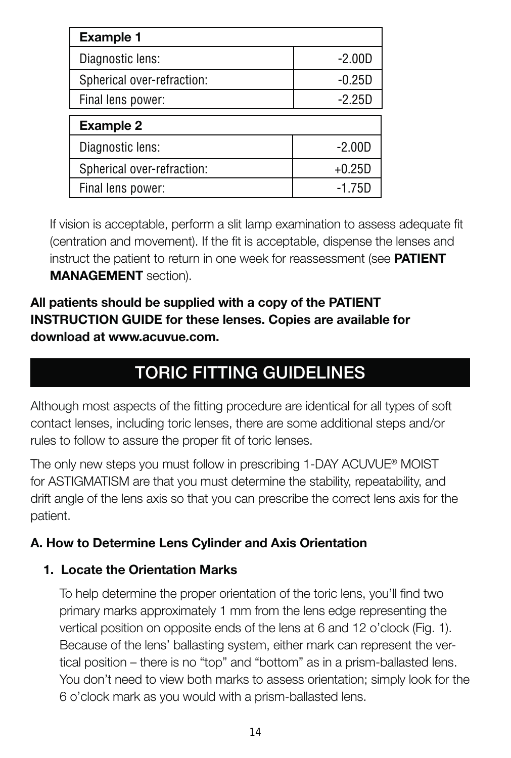| Example 1 | |
|---|---|
| Diagnostic lens: | -2.00D |
| Spherical over-refraction: | -0.25D |
| Final lens power: | -2.25D |

| Example 2 | |
|---|---|
| Diagnostic lens: | -2.00D |
| Spherical over-refraction: | +0.25D |
| Final lens power: | -1.75D |

If vision is acceptable, perform a slit lamp examination to assess adequate fit (centration and movement). If the fit is acceptable, dispense the lenses and instruct the patient to return in one week for reassessment (see **PATIENT MANAGEMENT** section).

**All patients should be supplied with a copy of the PATIENT INSTRUCTION GUIDE for these lenses. Copies are available for download at www.acuvue.com.**

# TORIC FITTING GUIDELINES

Although most aspects of the fitting procedure are identical for all types of soft contact lenses, including toric lenses, there are some additional steps and/or rules to follow to assure the proper fit of toric lenses.

The only new steps you must follow in prescribing 1-DAY ACUVUE® MOIST for ASTIGMATISM are that you must determine the stability, repeatability, and drift angle of the lens axis so that you can prescribe the correct lens axis for the patient.

### A. How to Determine Lens Cylinder and Axis Orientation

**1. Locate the Orientation Marks**

To help determine the proper orientation of the toric lens, you'll find two primary marks approximately 1 mm from the lens edge representing the vertical position on opposite ends of the lens at 6 and 12 o'clock (Fig. 1). Because of the lens' ballasting system, either mark can represent the vertical position – there is no "top" and "bottom" as in a prism-ballasted lens. You don't need to view both marks to assess orientation; simply look for the 6 o'clock mark as you would with a prism-ballasted lens.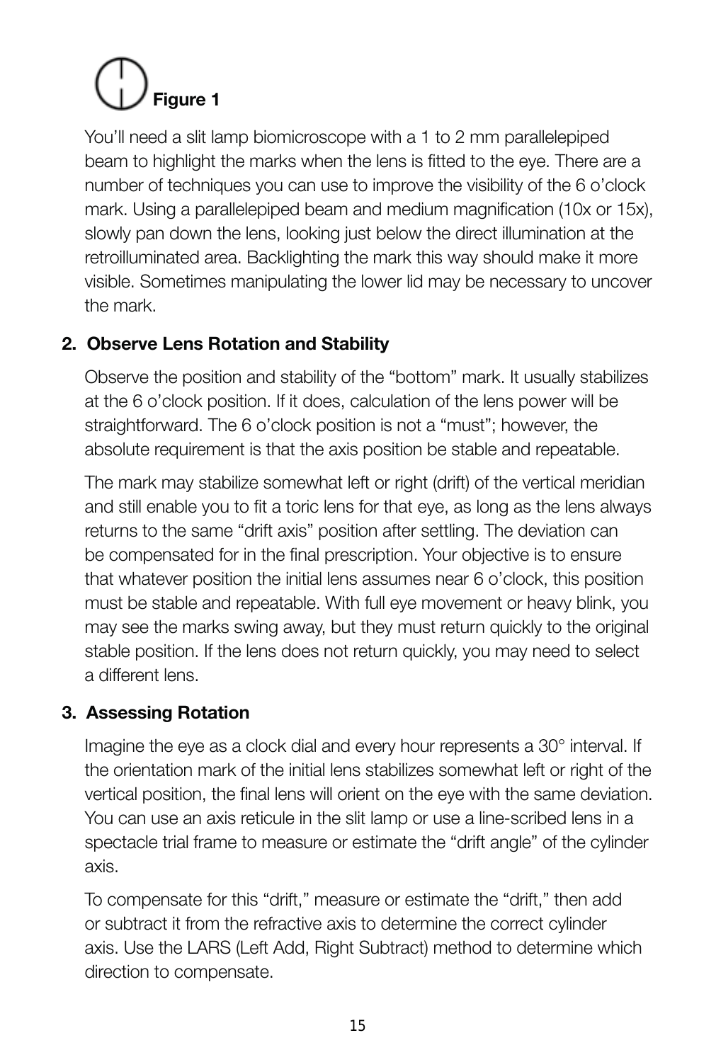**Figure 1**

You'll need a slit lamp biomicroscope with a 1 to 2 mm parallelepiped beam to highlight the marks when the lens is fitted to the eye. There are a number of techniques you can use to improve the visibility of the 6 o'clock mark. Using a parallelepiped beam and medium magnification (10x or 15x), slowly pan down the lens, looking just below the direct illumination at the retroilluminated area. Backlighting the mark this way should make it more visible. Sometimes manipulating the lower lid may be necessary to uncover the mark.

**2. Observe Lens Rotation and Stability**

Observe the position and stability of the "bottom" mark. It usually stabilizes at the 6 o'clock position. If it does, calculation of the lens power will be straightforward. The 6 o'clock position is not a "must"; however, the absolute requirement is that the axis position be stable and repeatable.

The mark may stabilize somewhat left or right (drift) of the vertical meridian and still enable you to fit a toric lens for that eye, as long as the lens always returns to the same "drift axis" position after settling. The deviation can be compensated for in the final prescription. Your objective is to ensure that whatever position the initial lens assumes near 6 o'clock, this position must be stable and repeatable. With full eye movement or heavy blink, you may see the marks swing away, but they must return quickly to the original stable position. If the lens does not return quickly, you may need to select a different lens.

**3. Assessing Rotation**

Imagine the eye as a clock dial and every hour represents a 30° interval. If the orientation mark of the initial lens stabilizes somewhat left or right of the vertical position, the final lens will orient on the eye with the same deviation. You can use an axis reticule in the slit lamp or use a line-scribed lens in a spectacle trial frame to measure or estimate the "drift angle" of the cylinder axis.

To compensate for this "drift," measure or estimate the "drift," then add or subtract it from the refractive axis to determine the correct cylinder axis. Use the LARS (Left Add, Right Subtract) method to determine which direction to compensate.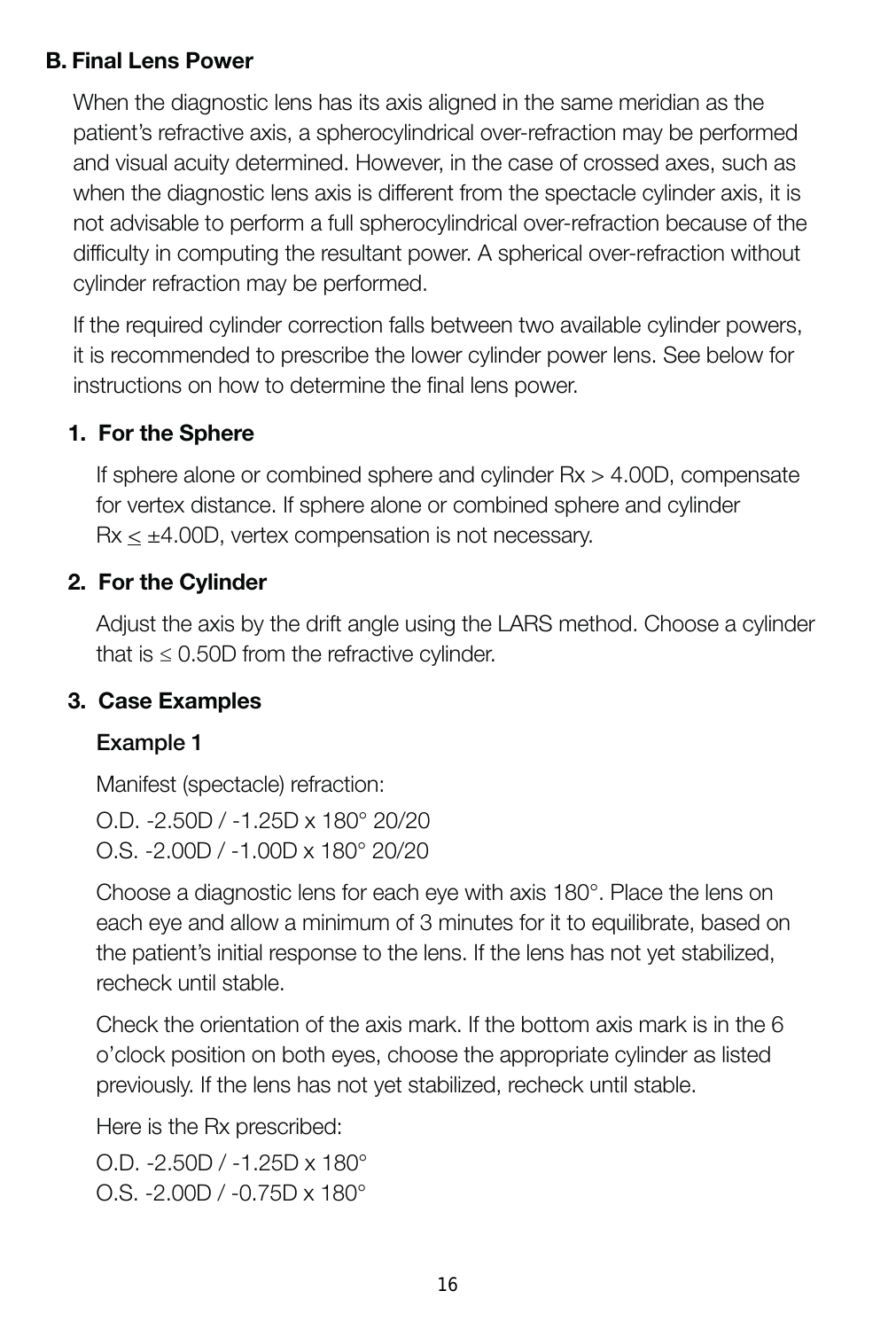### B. Final Lens Power

When the diagnostic lens has its axis aligned in the same meridian as the patient's refractive axis, a spherocylindrical over-refraction may be performed and visual acuity determined. However, in the case of crossed axes, such as when the diagnostic lens axis is different from the spectacle cylinder axis, it is not advisable to perform a full spherocylindrical over-refraction because of the difficulty in computing the resultant power. A spherical over-refraction without cylinder refraction may be performed.

If the required cylinder correction falls between two available cylinder powers, it is recommended to prescribe the lower cylinder power lens. See below for instructions on how to determine the final lens power.

#### 1. For the Sphere

If sphere alone or combined sphere and cylinder Rx > 4.00D, compensate for vertex distance. If sphere alone or combined sphere and cylinder Rx ≤ ±4.00D, vertex compensation is not necessary.

#### 2. For the Cylinder

Adjust the axis by the drift angle using the LARS method. Choose a cylinder that is ≤ 0.50D from the refractive cylinder.

#### 3. Case Examples

**Example 1**

Manifest (spectacle) refraction:

O.D. -2.50D / -1.25D x 180° 20/20
O.S. -2.00D / -1.00D x 180° 20/20

Choose a diagnostic lens for each eye with axis 180°. Place the lens on each eye and allow a minimum of 3 minutes for it to equilibrate, based on the patient's initial response to the lens. If the lens has not yet stabilized, recheck until stable.

Check the orientation of the axis mark. If the bottom axis mark is in the 6 o'clock position on both eyes, choose the appropriate cylinder as listed previously. If the lens has not yet stabilized, recheck until stable.

Here is the Rx prescribed:

O.D. -2.50D / -1.25D x 180°
O.S. -2.00D / -0.75D x 180°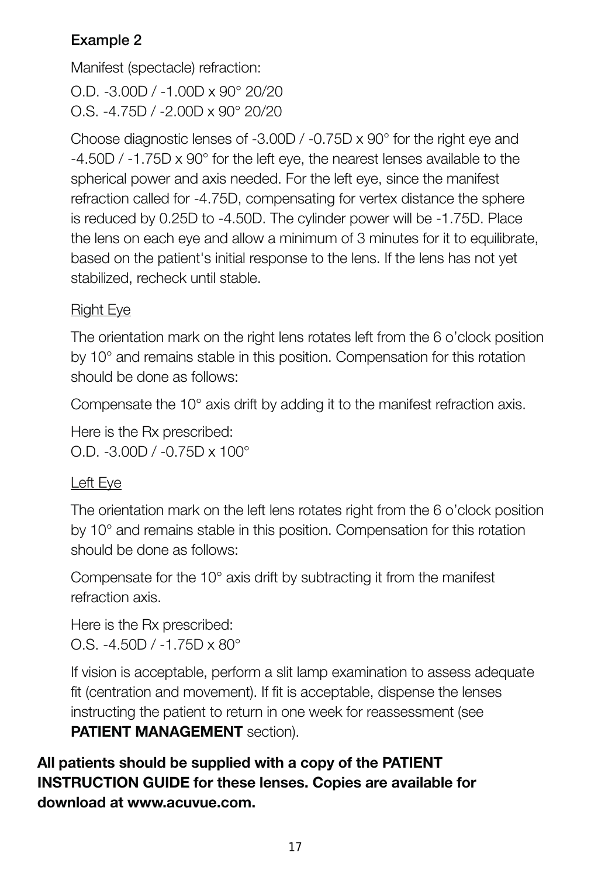### Example 2

Manifest (spectacle) refraction:

O.D. -3.00D / -1.00D x 90° 20/20
O.S. -4.75D / -2.00D x 90° 20/20

Choose diagnostic lenses of -3.00D / -0.75D x 90° for the right eye and -4.50D / -1.75D x 90° for the left eye, the nearest lenses available to the spherical power and axis needed. For the left eye, since the manifest refraction called for -4.75D, compensating for vertex distance the sphere is reduced by 0.25D to -4.50D. The cylinder power will be -1.75D. Place the lens on each eye and allow a minimum of 3 minutes for it to equilibrate, based on the patient's initial response to the lens. If the lens has not yet stabilized, recheck until stable.

Right Eye

The orientation mark on the right lens rotates left from the 6 o'clock position by 10° and remains stable in this position. Compensation for this rotation should be done as follows:

Compensate the 10° axis drift by adding it to the manifest refraction axis.

Here is the Rx prescribed:
O.D. -3.00D / -0.75D x 100°

Left Eye

The orientation mark on the left lens rotates right from the 6 o'clock position by 10° and remains stable in this position. Compensation for this rotation should be done as follows:

Compensate for the 10° axis drift by subtracting it from the manifest refraction axis.

Here is the Rx prescribed:
O.S. -4.50D / -1.75D x 80°

If vision is acceptable, perform a slit lamp examination to assess adequate fit (centration and movement). If fit is acceptable, dispense the lenses instructing the patient to return in one week for reassessment (see **PATIENT MANAGEMENT** section).

**All patients should be supplied with a copy of the PATIENT INSTRUCTION GUIDE for these lenses. Copies are available for download at www.acuvue.com.**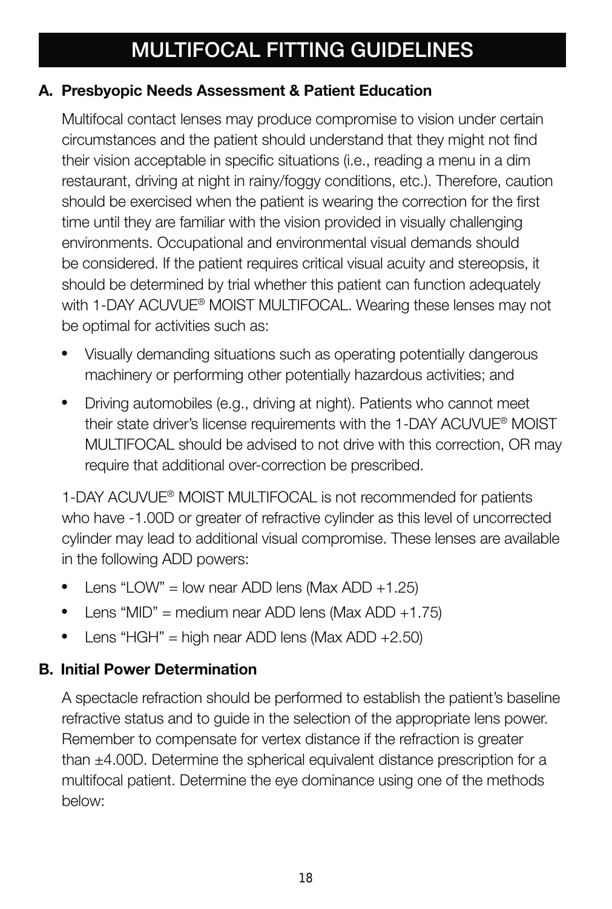# MULTIFOCAL FITTING GUIDELINES

**A. Presbyopic Needs Assessment & Patient Education**

Multifocal contact lenses may produce compromise to vision under certain circumstances and the patient should understand that they might not find their vision acceptable in specific situations (i.e., reading a menu in a dim restaurant, driving at night in rainy/foggy conditions, etc.). Therefore, caution should be exercised when the patient is wearing the correction for the first time until they are familiar with the vision provided in visually challenging environments. Occupational and environmental visual demands should be considered. If the patient requires critical visual acuity and stereopsis, it should be determined by trial whether this patient can function adequately with 1-DAY ACUVUE® MOIST MULTIFOCAL. Wearing these lenses may not be optimal for activities such as:

- Visually demanding situations such as operating potentially dangerous machinery or performing other potentially hazardous activities; and
- Driving automobiles (e.g., driving at night). Patients who cannot meet their state driver's license requirements with the 1-DAY ACUVUE® MOIST MULTIFOCAL should be advised to not drive with this correction, OR may require that additional over-correction be prescribed.

1-DAY ACUVUE® MOIST MULTIFOCAL is not recommended for patients who have -1.00D or greater of refractive cylinder as this level of uncorrected cylinder may lead to additional visual compromise. These lenses are available in the following ADD powers:

- Lens "LOW" = low near ADD lens (Max ADD +1.25)
- Lens "MID" = medium near ADD lens (Max ADD +1.75)
- Lens "HGH" = high near ADD lens (Max ADD +2.50)

**B. Initial Power Determination**

A spectacle refraction should be performed to establish the patient's baseline refractive status and to guide in the selection of the appropriate lens power. Remember to compensate for vertex distance if the refraction is greater than ±4.00D. Determine the spherical equivalent distance prescription for a multifocal patient. Determine the eye dominance using one of the methods below: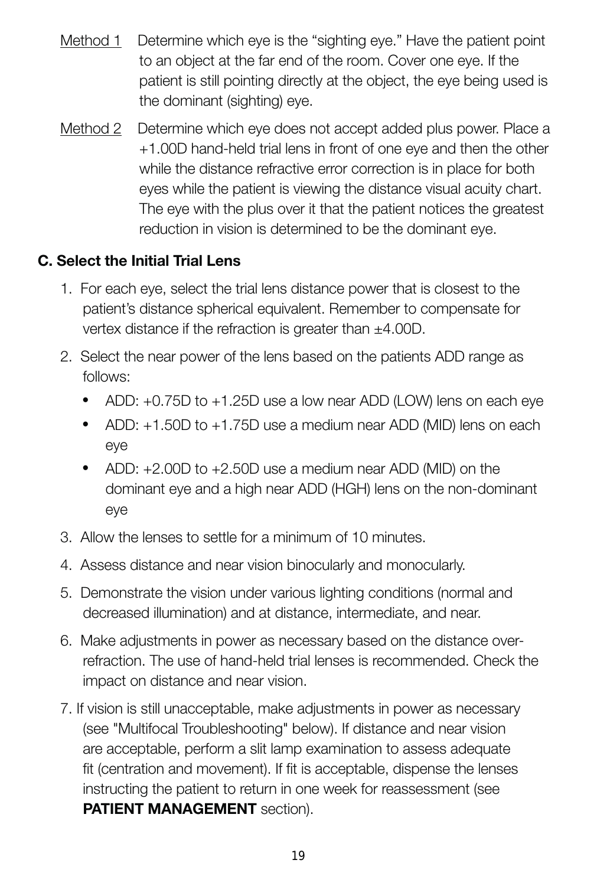Method 1 Determine which eye is the "sighting eye." Have the patient point to an object at the far end of the room. Cover one eye. If the patient is still pointing directly at the object, the eye being used is the dominant (sighting) eye.

Method 2 Determine which eye does not accept added plus power. Place a +1.00D hand-held trial lens in front of one eye and then the other while the distance refractive error correction is in place for both eyes while the patient is viewing the distance visual acuity chart. The eye with the plus over it that the patient notices the greatest reduction in vision is determined to be the dominant eye.

**C. Select the Initial Trial Lens**

1. For each eye, select the trial lens distance power that is closest to the patient's distance spherical equivalent. Remember to compensate for vertex distance if the refraction is greater than ±4.00D.
2. Select the near power of the lens based on the patients ADD range as follows:
   - ADD: +0.75D to +1.25D use a low near ADD (LOW) lens on each eye
   - ADD: +1.50D to +1.75D use a medium near ADD (MID) lens on each eye
   - ADD: +2.00D to +2.50D use a medium near ADD (MID) on the dominant eye and a high near ADD (HGH) lens on the non-dominant eye
3. Allow the lenses to settle for a minimum of 10 minutes.
4. Assess distance and near vision binocularly and monocularly.
5. Demonstrate the vision under various lighting conditions (normal and decreased illumination) and at distance, intermediate, and near.
6. Make adjustments in power as necessary based on the distance over-refraction. The use of hand-held trial lenses is recommended. Check the impact on distance and near vision.
7. If vision is still unacceptable, make adjustments in power as necessary (see "Multifocal Troubleshooting" below). If distance and near vision are acceptable, perform a slit lamp examination to assess adequate fit (centration and movement). If fit is acceptable, dispense the lenses instructing the patient to return in one week for reassessment (see **PATIENT MANAGEMENT** section).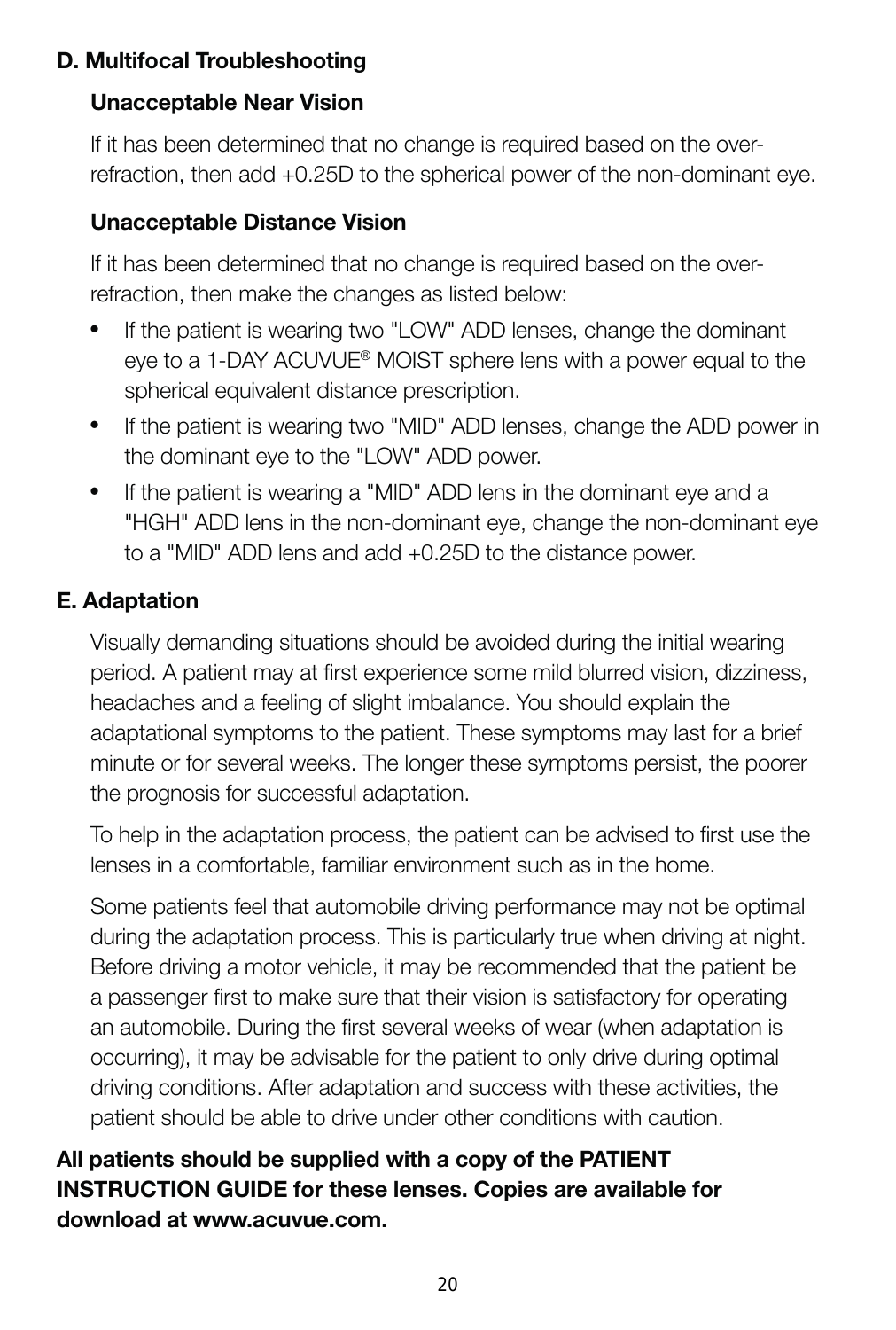### D. Multifocal Troubleshooting

#### Unacceptable Near Vision

If it has been determined that no change is required based on the over-refraction, then add +0.25D to the spherical power of the non-dominant eye.

#### Unacceptable Distance Vision

If it has been determined that no change is required based on the over-refraction, then make the changes as listed below:

- If the patient is wearing two "LOW" ADD lenses, change the dominant eye to a 1-DAY ACUVUE® MOIST sphere lens with a power equal to the spherical equivalent distance prescription.
- If the patient is wearing two "MID" ADD lenses, change the ADD power in the dominant eye to the "LOW" ADD power.
- If the patient is wearing a "MID" ADD lens in the dominant eye and a "HGH" ADD lens in the non-dominant eye, change the non-dominant eye to a "MID" ADD lens and add +0.25D to the distance power.

### E. Adaptation

Visually demanding situations should be avoided during the initial wearing period. A patient may at first experience some mild blurred vision, dizziness, headaches and a feeling of slight imbalance. You should explain the adaptational symptoms to the patient. These symptoms may last for a brief minute or for several weeks. The longer these symptoms persist, the poorer the prognosis for successful adaptation.

To help in the adaptation process, the patient can be advised to first use the lenses in a comfortable, familiar environment such as in the home.

Some patients feel that automobile driving performance may not be optimal during the adaptation process. This is particularly true when driving at night. Before driving a motor vehicle, it may be recommended that the patient be a passenger first to make sure that their vision is satisfactory for operating an automobile. During the first several weeks of wear (when adaptation is occurring), it may be advisable for the patient to only drive during optimal driving conditions. After adaptation and success with these activities, the patient should be able to drive under other conditions with caution.

**All patients should be supplied with a copy of the PATIENT INSTRUCTION GUIDE for these lenses. Copies are available for download at www.acuvue.com.**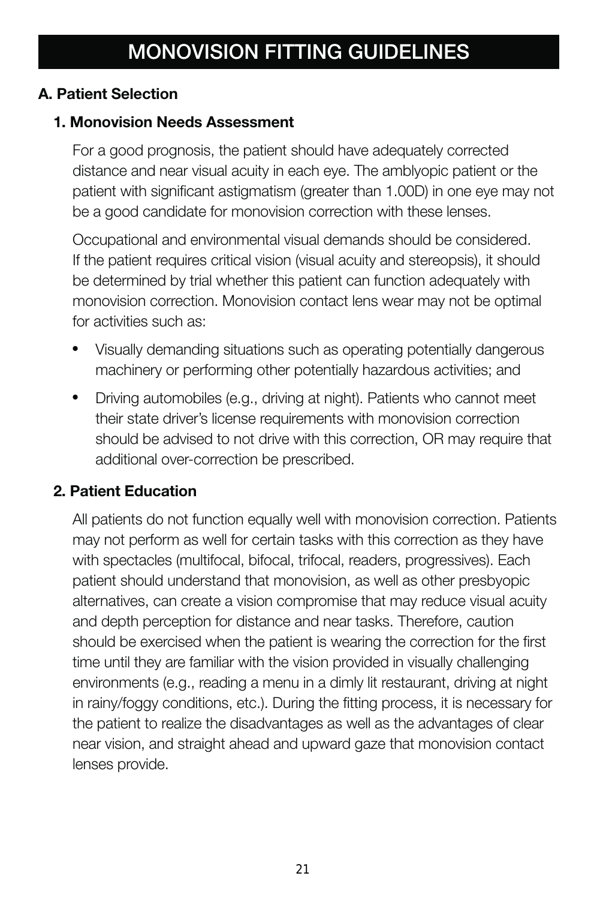# MONOVISION FITTING GUIDELINES

## A. Patient Selection

### 1. Monovision Needs Assessment

For a good prognosis, the patient should have adequately corrected distance and near visual acuity in each eye. The amblyopic patient or the patient with significant astigmatism (greater than 1.00D) in one eye may not be a good candidate for monovision correction with these lenses.

Occupational and environmental visual demands should be considered. If the patient requires critical vision (visual acuity and stereopsis), it should be determined by trial whether this patient can function adequately with monovision correction. Monovision contact lens wear may not be optimal for activities such as:

- Visually demanding situations such as operating potentially dangerous machinery or performing other potentially hazardous activities; and
- Driving automobiles (e.g., driving at night). Patients who cannot meet their state driver's license requirements with monovision correction should be advised to not drive with this correction, OR may require that additional over-correction be prescribed.

### 2. Patient Education

All patients do not function equally well with monovision correction. Patients may not perform as well for certain tasks with this correction as they have with spectacles (multifocal, bifocal, trifocal, readers, progressives). Each patient should understand that monovision, as well as other presbyopic alternatives, can create a vision compromise that may reduce visual acuity and depth perception for distance and near tasks. Therefore, caution should be exercised when the patient is wearing the correction for the first time until they are familiar with the vision provided in visually challenging environments (e.g., reading a menu in a dimly lit restaurant, driving at night in rainy/foggy conditions, etc.). During the fitting process, it is necessary for the patient to realize the disadvantages as well as the advantages of clear near vision, and straight ahead and upward gaze that monovision contact lenses provide.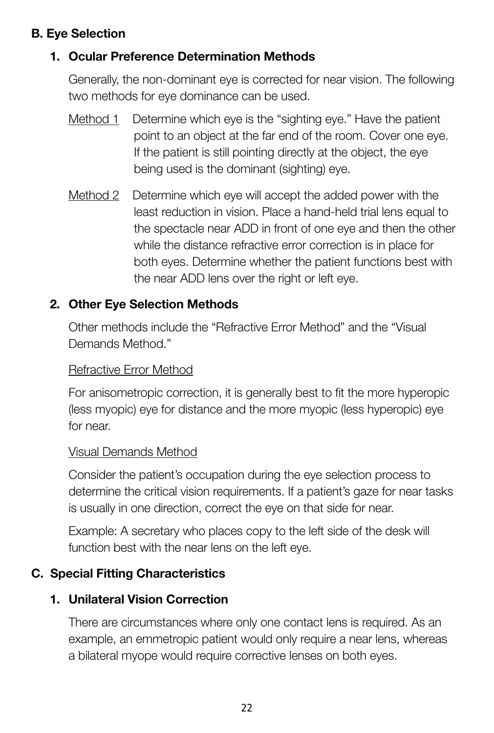### B. Eye Selection

#### 1. Ocular Preference Determination Methods

Generally, the non-dominant eye is corrected for near vision. The following two methods for eye dominance can be used.

Method 1 Determine which eye is the "sighting eye." Have the patient point to an object at the far end of the room. Cover one eye. If the patient is still pointing directly at the object, the eye being used is the dominant (sighting) eye.

Method 2 Determine which eye will accept the added power with the least reduction in vision. Place a hand-held trial lens equal to the spectacle near ADD in front of one eye and then the other while the distance refractive error correction is in place for both eyes. Determine whether the patient functions best with the near ADD lens over the right or left eye.

#### 2. Other Eye Selection Methods

Other methods include the "Refractive Error Method" and the "Visual Demands Method."

Refractive Error Method

For anisometropic correction, it is generally best to fit the more hyperopic (less myopic) eye for distance and the more myopic (less hyperopic) eye for near.

Visual Demands Method

Consider the patient's occupation during the eye selection process to determine the critical vision requirements. If a patient's gaze for near tasks is usually in one direction, correct the eye on that side for near.

Example: A secretary who places copy to the left side of the desk will function best with the near lens on the left eye.

### C. Special Fitting Characteristics

#### 1. Unilateral Vision Correction

There are circumstances where only one contact lens is required. As an example, an emmetropic patient would only require a near lens, whereas a bilateral myope would require corrective lenses on both eyes.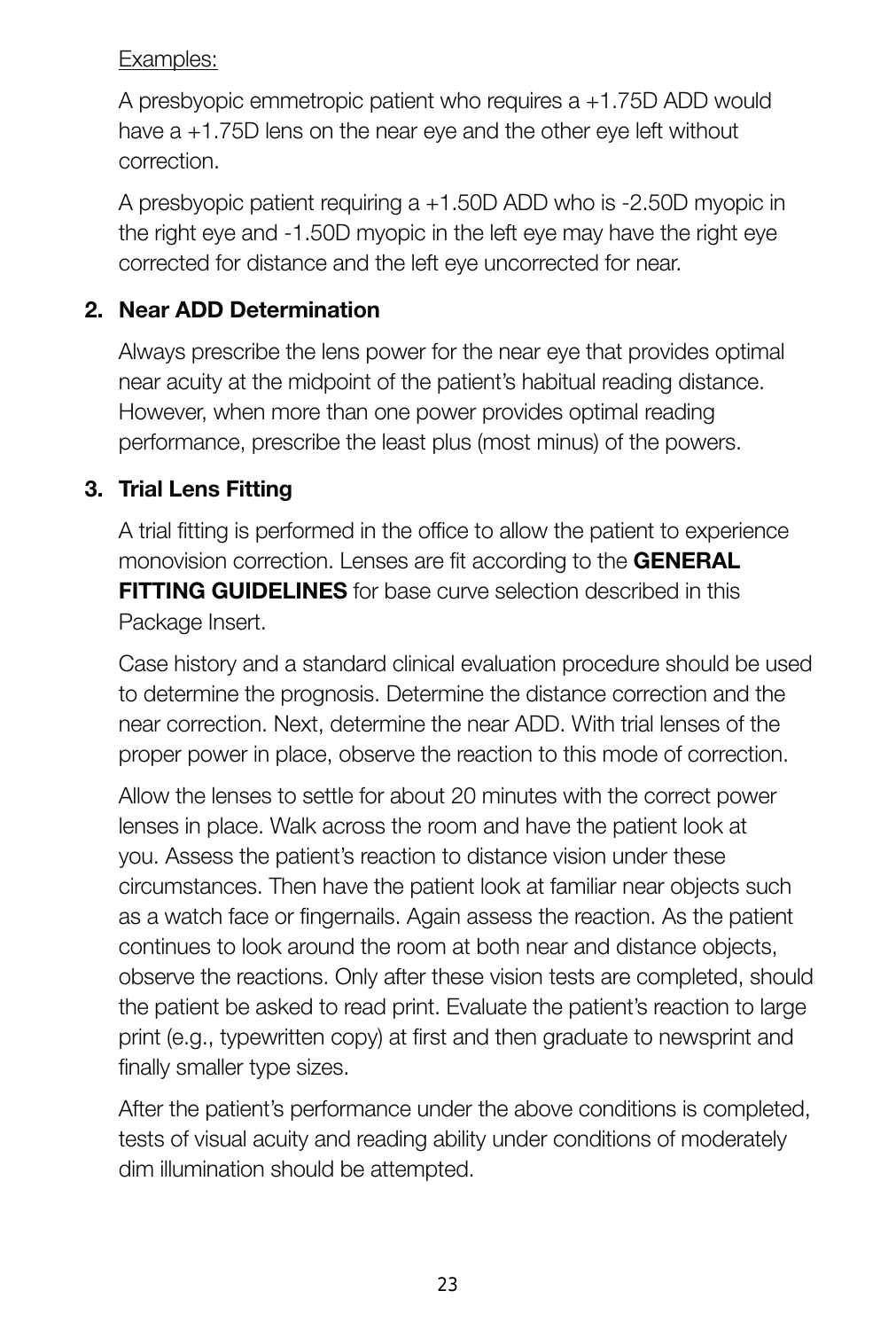Examples:

A presbyopic emmetropic patient who requires a +1.75D ADD would have a +1.75D lens on the near eye and the other eye left without correction.

A presbyopic patient requiring a +1.50D ADD who is -2.50D myopic in the right eye and -1.50D myopic in the left eye may have the right eye corrected for distance and the left eye uncorrected for near.

**2. Near ADD Determination**

Always prescribe the lens power for the near eye that provides optimal near acuity at the midpoint of the patient's habitual reading distance. However, when more than one power provides optimal reading performance, prescribe the least plus (most minus) of the powers.

**3. Trial Lens Fitting**

A trial fitting is performed in the office to allow the patient to experience monovision correction. Lenses are fit according to the **GENERAL FITTING GUIDELINES** for base curve selection described in this Package Insert.

Case history and a standard clinical evaluation procedure should be used to determine the prognosis. Determine the distance correction and the near correction. Next, determine the near ADD. With trial lenses of the proper power in place, observe the reaction to this mode of correction.

Allow the lenses to settle for about 20 minutes with the correct power lenses in place. Walk across the room and have the patient look at you. Assess the patient's reaction to distance vision under these circumstances. Then have the patient look at familiar near objects such as a watch face or fingernails. Again assess the reaction. As the patient continues to look around the room at both near and distance objects, observe the reactions. Only after these vision tests are completed, should the patient be asked to read print. Evaluate the patient's reaction to large print (e.g., typewritten copy) at first and then graduate to newsprint and finally smaller type sizes.

After the patient's performance under the above conditions is completed, tests of visual acuity and reading ability under conditions of moderately dim illumination should be attempted.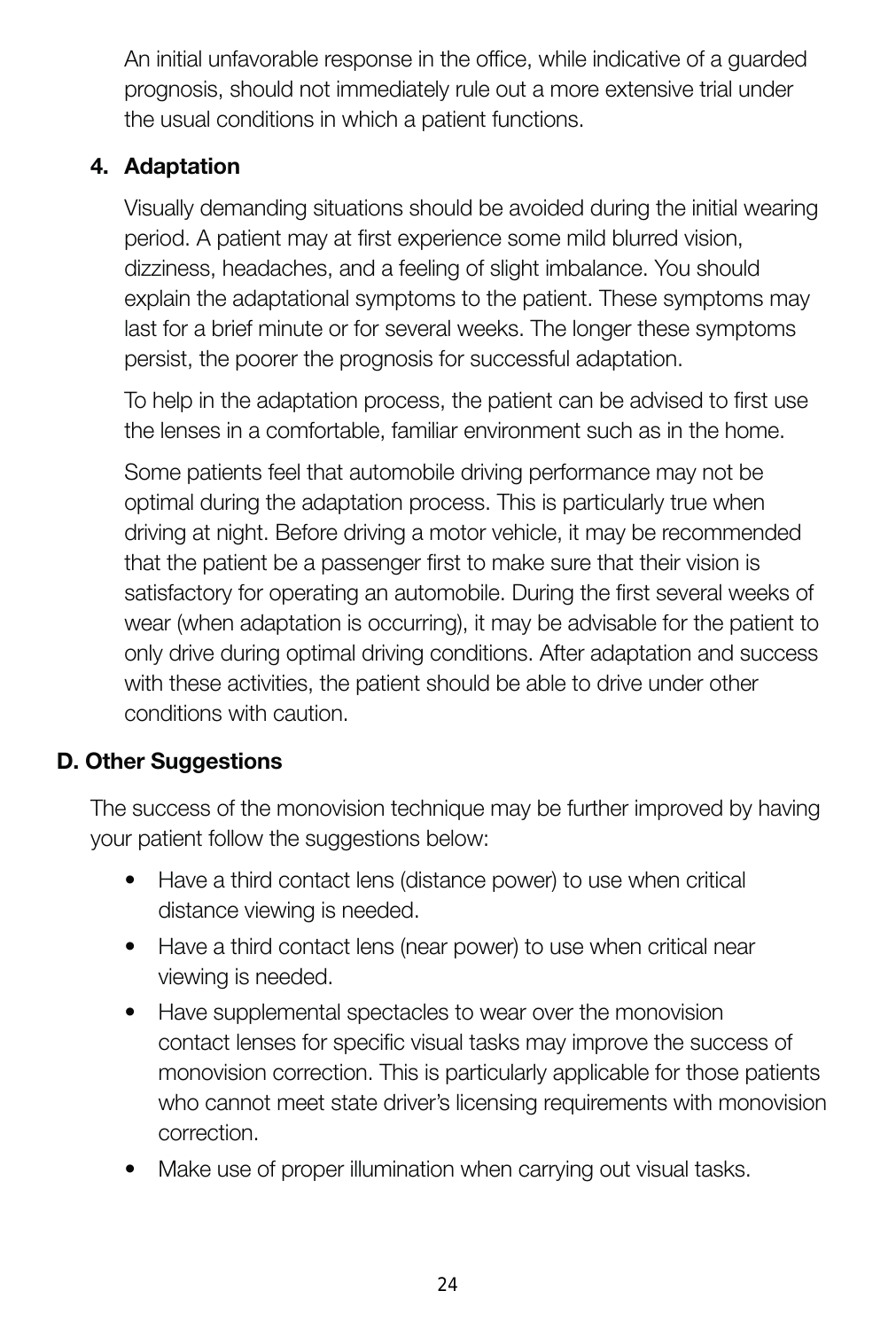An initial unfavorable response in the office, while indicative of a guarded prognosis, should not immediately rule out a more extensive trial under the usual conditions in which a patient functions.

### 4. Adaptation

Visually demanding situations should be avoided during the initial wearing period. A patient may at first experience some mild blurred vision, dizziness, headaches, and a feeling of slight imbalance. You should explain the adaptational symptoms to the patient. These symptoms may last for a brief minute or for several weeks. The longer these symptoms persist, the poorer the prognosis for successful adaptation.

To help in the adaptation process, the patient can be advised to first use the lenses in a comfortable, familiar environment such as in the home.

Some patients feel that automobile driving performance may not be optimal during the adaptation process. This is particularly true when driving at night. Before driving a motor vehicle, it may be recommended that the patient be a passenger first to make sure that their vision is satisfactory for operating an automobile. During the first several weeks of wear (when adaptation is occurring), it may be advisable for the patient to only drive during optimal driving conditions. After adaptation and success with these activities, the patient should be able to drive under other conditions with caution.

## D. Other Suggestions

The success of the monovision technique may be further improved by having your patient follow the suggestions below:

- Have a third contact lens (distance power) to use when critical distance viewing is needed.
- Have a third contact lens (near power) to use when critical near viewing is needed.
- Have supplemental spectacles to wear over the monovision contact lenses for specific visual tasks may improve the success of monovision correction. This is particularly applicable for those patients who cannot meet state driver's licensing requirements with monovision correction.
- Make use of proper illumination when carrying out visual tasks.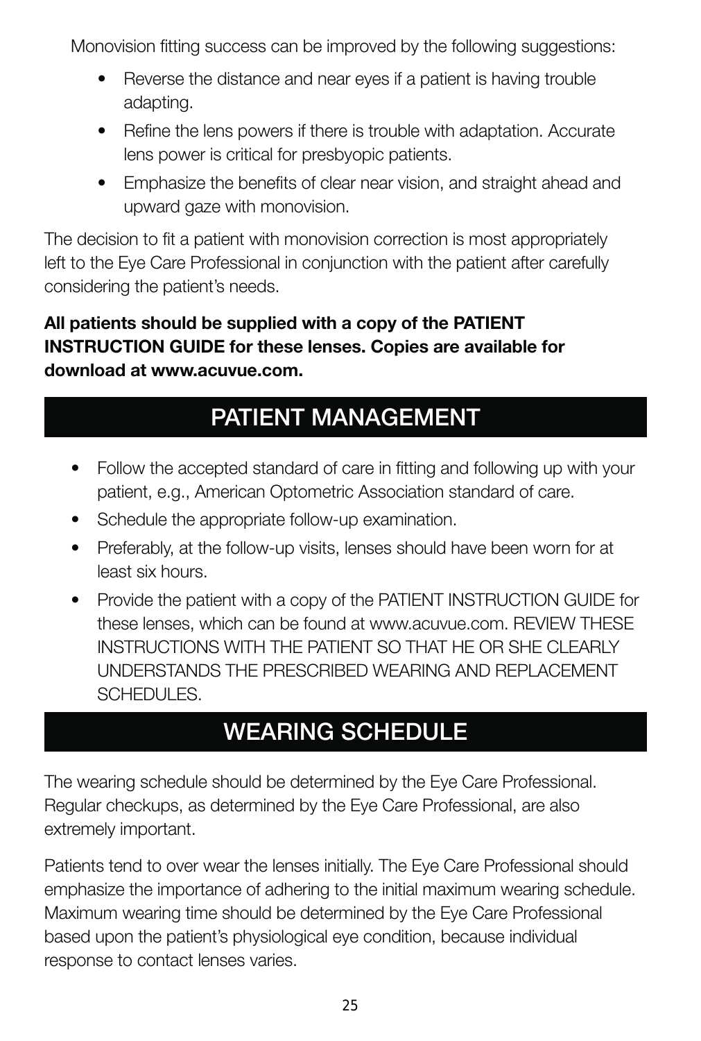Monovision fitting success can be improved by the following suggestions:

- Reverse the distance and near eyes if a patient is having trouble adapting.
- Refine the lens powers if there is trouble with adaptation. Accurate lens power is critical for presbyopic patients.
- Emphasize the benefits of clear near vision, and straight ahead and upward gaze with monovision.

The decision to fit a patient with monovision correction is most appropriately left to the Eye Care Professional in conjunction with the patient after carefully considering the patient's needs.

**All patients should be supplied with a copy of the PATIENT INSTRUCTION GUIDE for these lenses. Copies are available for download at www.acuvue.com.**

## PATIENT MANAGEMENT

- Follow the accepted standard of care in fitting and following up with your patient, e.g., American Optometric Association standard of care.
- Schedule the appropriate follow-up examination.
- Preferably, at the follow-up visits, lenses should have been worn for at least six hours.
- Provide the patient with a copy of the PATIENT INSTRUCTION GUIDE for these lenses, which can be found at www.acuvue.com. REVIEW THESE INSTRUCTIONS WITH THE PATIENT SO THAT HE OR SHE CLEARLY UNDERSTANDS THE PRESCRIBED WEARING AND REPLACEMENT SCHEDULES.

## WEARING SCHEDULE

The wearing schedule should be determined by the Eye Care Professional. Regular checkups, as determined by the Eye Care Professional, are also extremely important.

Patients tend to over wear the lenses initially. The Eye Care Professional should emphasize the importance of adhering to the initial maximum wearing schedule. Maximum wearing time should be determined by the Eye Care Professional based upon the patient's physiological eye condition, because individual response to contact lenses varies.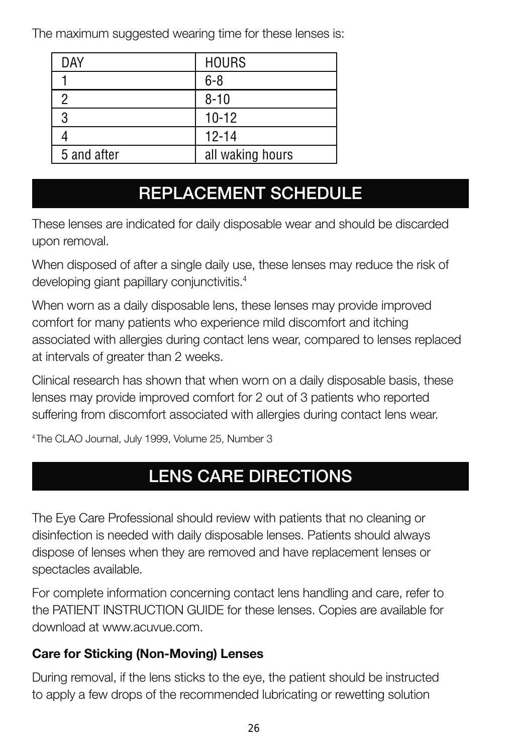The maximum suggested wearing time for these lenses is:

| DAY | HOURS |
|---|---|
| 1 | 6-8 |
| 2 | 8-10 |
| 3 | 10-12 |
| 4 | 12-14 |
| 5 and after | all waking hours |

## REPLACEMENT SCHEDULE

These lenses are indicated for daily disposable wear and should be discarded upon removal.

When disposed of after a single daily use, these lenses may reduce the risk of developing giant papillary conjunctivitis.[4]

When worn as a daily disposable lens, these lenses may provide improved comfort for many patients who experience mild discomfort and itching associated with allergies during contact lens wear, compared to lenses replaced at intervals of greater than 2 weeks.

Clinical research has shown that when worn on a daily disposable basis, these lenses may provide improved comfort for 2 out of 3 patients who reported suffering from discomfort associated with allergies during contact lens wear.

[4] The CLAO Journal, July 1999, Volume 25, Number 3

## LENS CARE DIRECTIONS

The Eye Care Professional should review with patients that no cleaning or disinfection is needed with daily disposable lenses. Patients should always dispose of lenses when they are removed and have replacement lenses or spectacles available.

For complete information concerning contact lens handling and care, refer to the PATIENT INSTRUCTION GUIDE for these lenses. Copies are available for download at www.acuvue.com.

**Care for Sticking (Non-Moving) Lenses**

During removal, if the lens sticks to the eye, the patient should be instructed to apply a few drops of the recommended lubricating or rewetting solution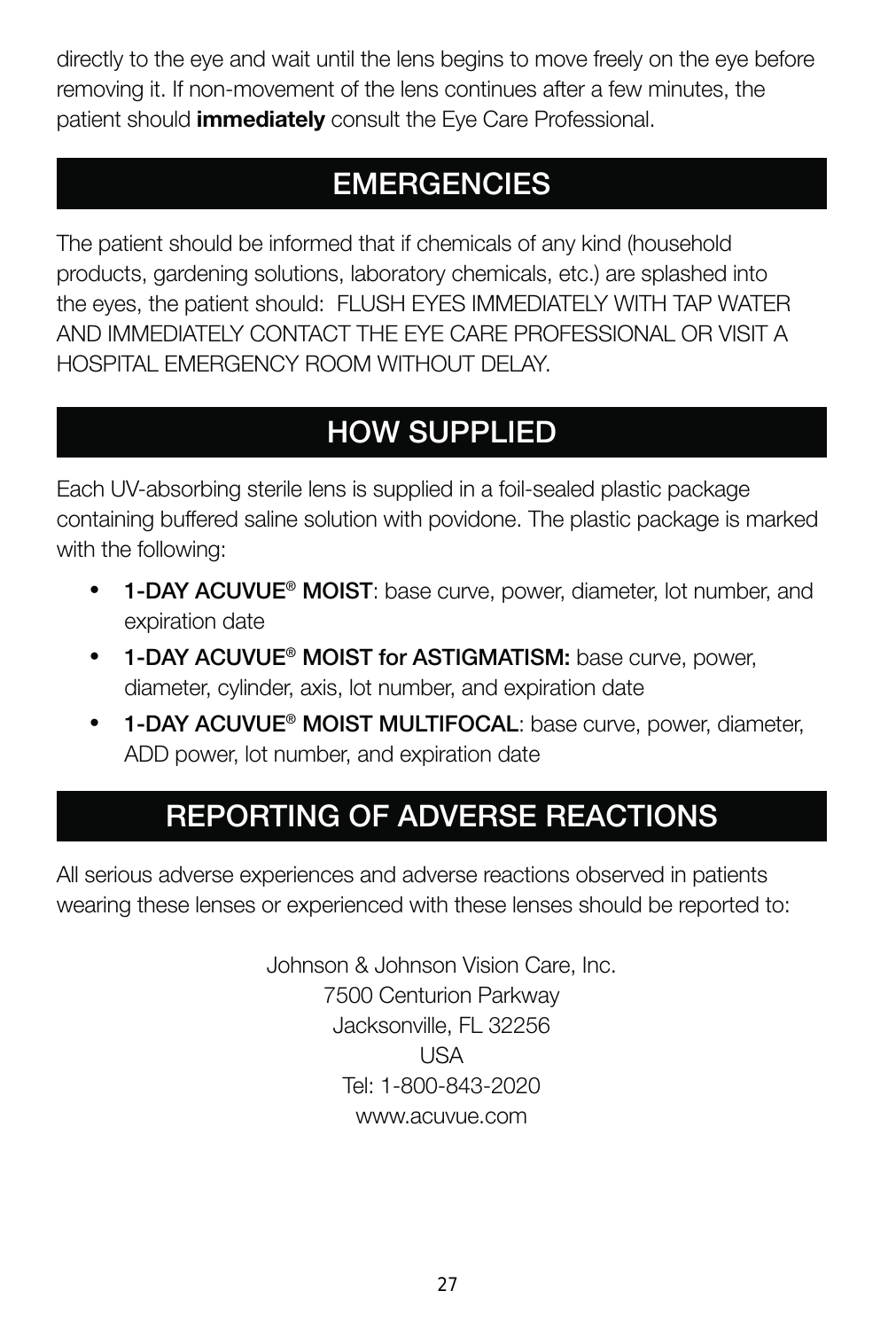directly to the eye and wait until the lens begins to move freely on the eye before removing it. If non-movement of the lens continues after a few minutes, the patient should **immediately** consult the Eye Care Professional.

## EMERGENCIES

The patient should be informed that if chemicals of any kind (household products, gardening solutions, laboratory chemicals, etc.) are splashed into the eyes, the patient should: FLUSH EYES IMMEDIATELY WITH TAP WATER AND IMMEDIATELY CONTACT THE EYE CARE PROFESSIONAL OR VISIT A HOSPITAL EMERGENCY ROOM WITHOUT DELAY.

## HOW SUPPLIED

Each UV-absorbing sterile lens is supplied in a foil-sealed plastic package containing buffered saline solution with povidone. The plastic package is marked with the following:

- **1-DAY ACUVUE® MOIST**: base curve, power, diameter, lot number, and expiration date
- **1-DAY ACUVUE® MOIST for ASTIGMATISM:** base curve, power, diameter, cylinder, axis, lot number, and expiration date
- **1-DAY ACUVUE® MOIST MULTIFOCAL**: base curve, power, diameter, ADD power, lot number, and expiration date

## REPORTING OF ADVERSE REACTIONS

All serious adverse experiences and adverse reactions observed in patients wearing these lenses or experienced with these lenses should be reported to:

Johnson & Johnson Vision Care, Inc.
7500 Centurion Parkway
Jacksonville, FL 32256
USA
Tel: 1-800-843-2020
www.acuvue.com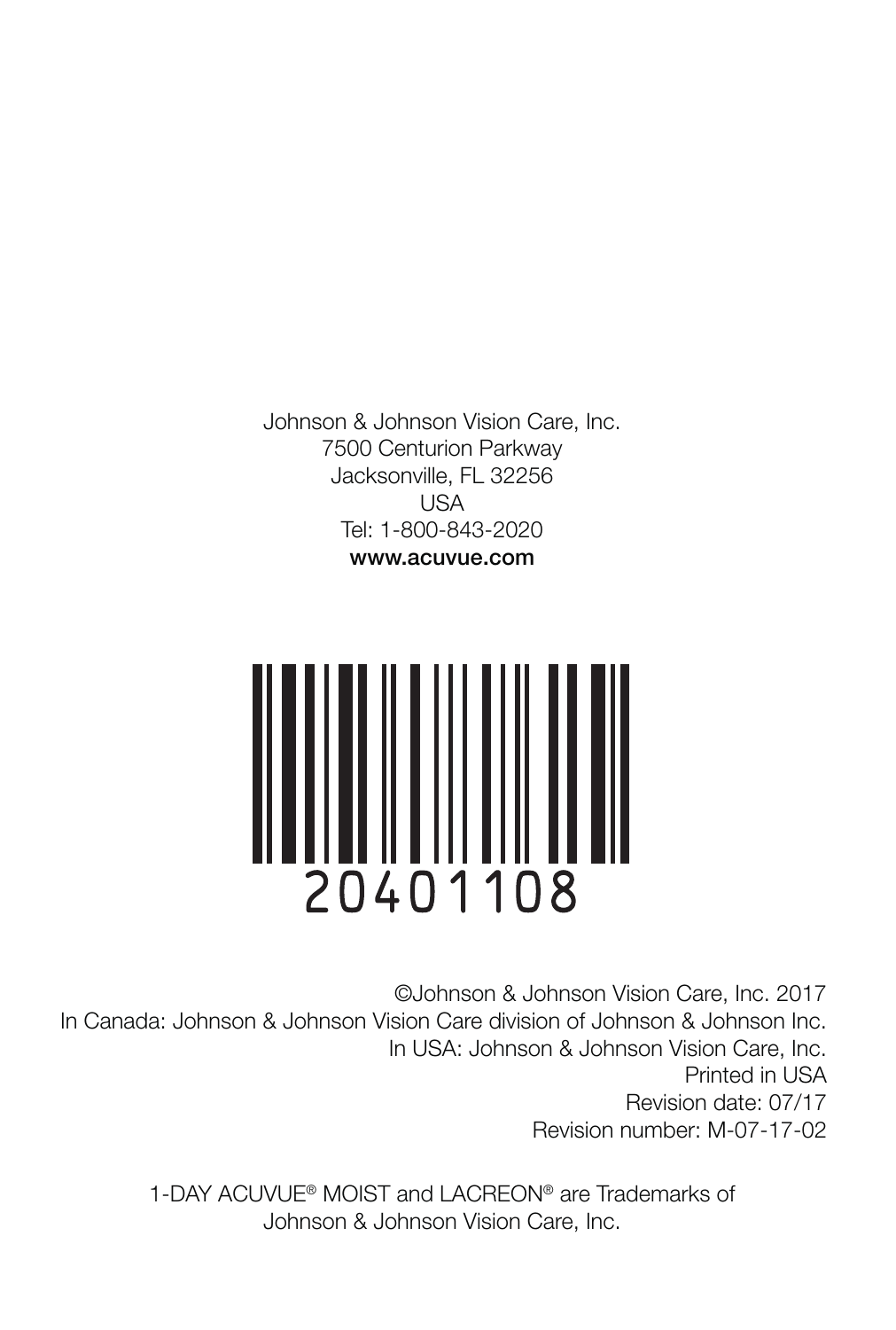Johnson & Johnson Vision Care, Inc.
7500 Centurion Parkway
Jacksonville, FL 32256
USA
Tel: 1-800-843-2020
**www.acuvue.com**

20401108

©Johnson & Johnson Vision Care, Inc. 2017
In Canada: Johnson & Johnson Vision Care division of Johnson & Johnson Inc.
In USA: Johnson & Johnson Vision Care, Inc.
Printed in USA
Revision date: 07/17
Revision number: M-07-17-02

1-DAY ACUVUE® MOIST and LACREON® are Trademarks of
Johnson & Johnson Vision Care, Inc.